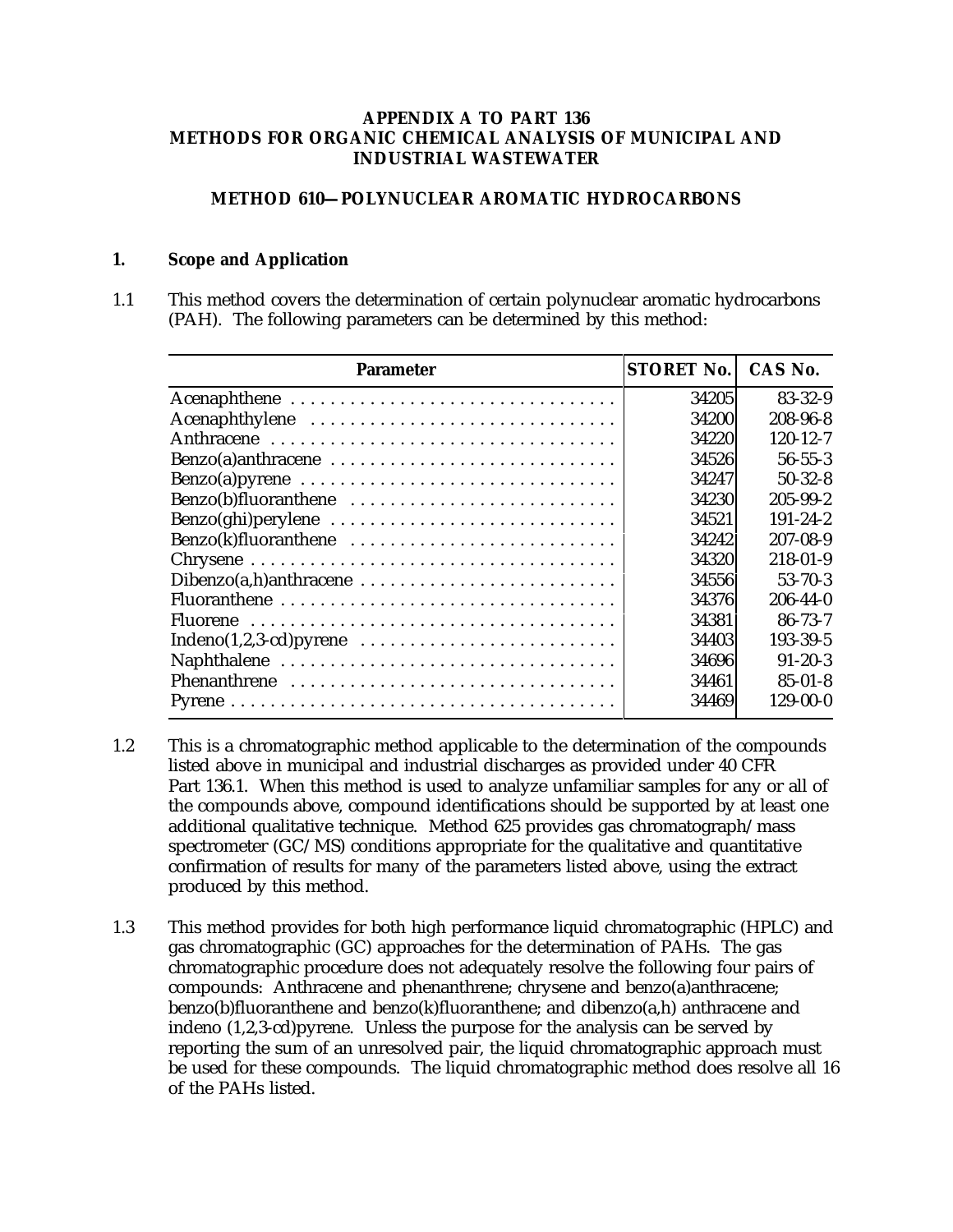# APPENDIX A TO PART 136
# METHODS FOR ORGANIC CHEMICAL ANALYSIS OF MUNICIPAL AND INDUSTRIAL WASTEWATER

## METHOD 610—POLYNUCLEAR AROMATIC HYDROCARBONS

### 1. Scope and Application

1.1 This method covers the determination of certain polynuclear aromatic hydrocarbons (PAH). The following parameters can be determined by this method:

| Parameter | STORET No. | CAS No. |
|---|---|---|
| Acenaphthene | 34205 | 83-32-9 |
| Acenaphthylene | 34200 | 208-96-8 |
| Anthracene | 34220 | 120-12-7 |
| Benzo(a)anthracene | 34526 | 56-55-3 |
| Benzo(a)pyrene | 34247 | 50-32-8 |
| Benzo(b)fluoranthene | 34230 | 205-99-2 |
| Benzo(ghi)perylene | 34521 | 191-24-2 |
| Benzo(k)fluoranthene | 34242 | 207-08-9 |
| Chrysene | 34320 | 218-01-9 |
| Dibenzo(a,h)anthracene | 34556 | 53-70-3 |
| Fluoranthene | 34376 | 206-44-0 |
| Fluorene | 34381 | 86-73-7 |
| Indeno(1,2,3-cd)pyrene | 34403 | 193-39-5 |
| Naphthalene | 34696 | 91-20-3 |
| Phenanthrene | 34461 | 85-01-8 |
| Pyrene | 34469 | 129-00-0 |

1.2 This is a chromatographic method applicable to the determination of the compounds listed above in municipal and industrial discharges as provided under 40 CFR Part 136.1. When this method is used to analyze unfamiliar samples for any or all of the compounds above, compound identifications should be supported by at least one additional qualitative technique. Method 625 provides gas chromatograph/mass spectrometer (GC/MS) conditions appropriate for the qualitative and quantitative confirmation of results for many of the parameters listed above, using the extract produced by this method.

1.3 This method provides for both high performance liquid chromatographic (HPLC) and gas chromatographic (GC) approaches for the determination of PAHs. The gas chromatographic procedure does not adequately resolve the following four pairs of compounds: Anthracene and phenanthrene; chrysene and benzo(a)anthracene; benzo(b)fluoranthene and benzo(k)fluoranthene; and dibenzo(a,h) anthracene and indeno (1,2,3-cd)pyrene. Unless the purpose for the analysis can be served by reporting the sum of an unresolved pair, the liquid chromatographic approach must be used for these compounds. The liquid chromatographic method does resolve all 16 of the PAHs listed.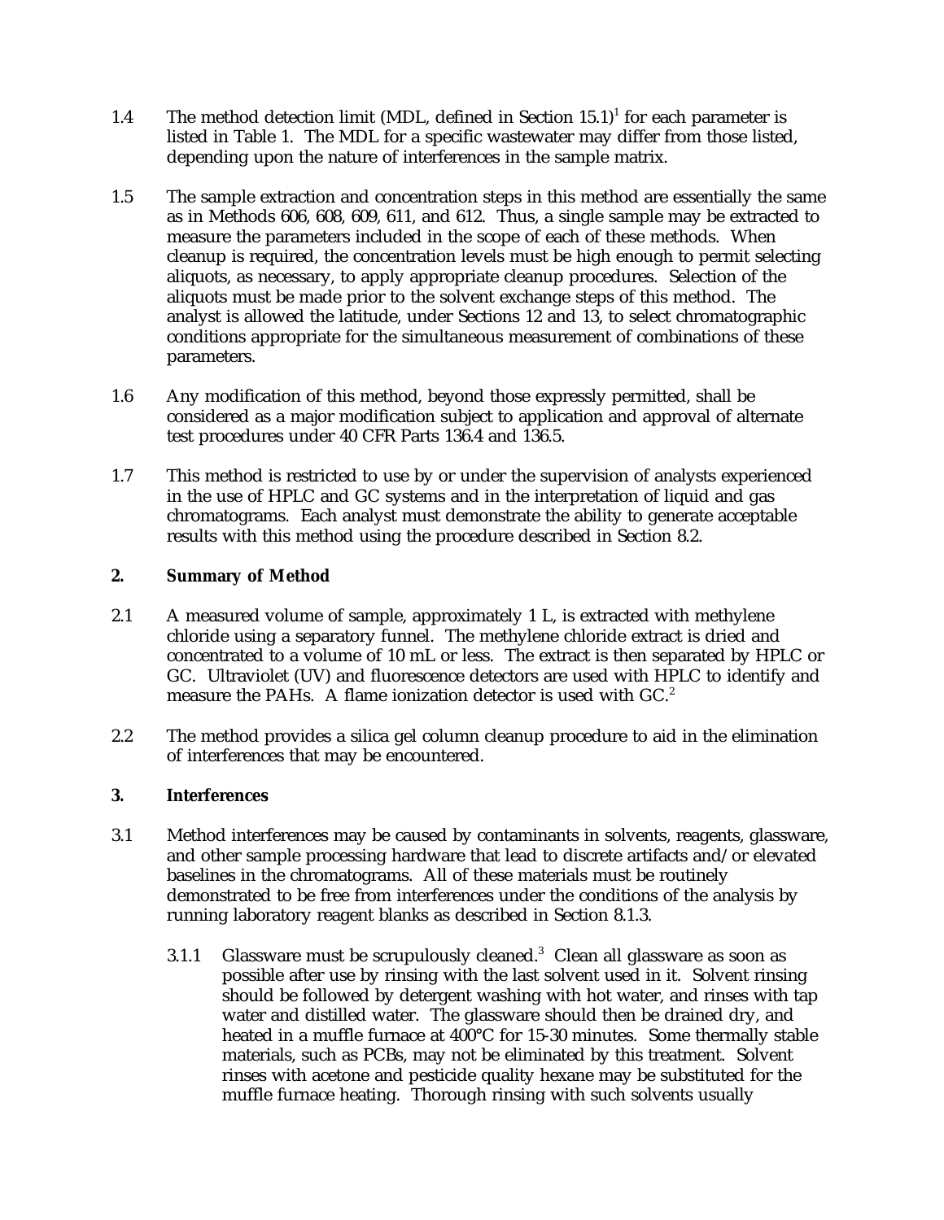1.4 The method detection limit (MDL, defined in Section 15.1)[1] for each parameter is listed in Table 1. The MDL for a specific wastewater may differ from those listed, depending upon the nature of interferences in the sample matrix.

1.5 The sample extraction and concentration steps in this method are essentially the same as in Methods 606, 608, 609, 611, and 612. Thus, a single sample may be extracted to measure the parameters included in the scope of each of these methods. When cleanup is required, the concentration levels must be high enough to permit selecting aliquots, as necessary, to apply appropriate cleanup procedures. Selection of the aliquots must be made prior to the solvent exchange steps of this method. The analyst is allowed the latitude, under Sections 12 and 13, to select chromatographic conditions appropriate for the simultaneous measurement of combinations of these parameters.

1.6 Any modification of this method, beyond those expressly permitted, shall be considered as a major modification subject to application and approval of alternate test procedures under 40 CFR Parts 136.4 and 136.5.

1.7 This method is restricted to use by or under the supervision of analysts experienced in the use of HPLC and GC systems and in the interpretation of liquid and gas chromatograms. Each analyst must demonstrate the ability to generate acceptable results with this method using the procedure described in Section 8.2.

## 2. Summary of Method

2.1 A measured volume of sample, approximately 1 L, is extracted with methylene chloride using a separatory funnel. The methylene chloride extract is dried and concentrated to a volume of 10 mL or less. The extract is then separated by HPLC or GC. Ultraviolet (UV) and fluorescence detectors are used with HPLC to identify and measure the PAHs. A flame ionization detector is used with GC.[2]

2.2 The method provides a silica gel column cleanup procedure to aid in the elimination of interferences that may be encountered.

## 3. Interferences

3.1 Method interferences may be caused by contaminants in solvents, reagents, glassware, and other sample processing hardware that lead to discrete artifacts and/or elevated baselines in the chromatograms. All of these materials must be routinely demonstrated to be free from interferences under the conditions of the analysis by running laboratory reagent blanks as described in Section 8.1.3.

3.1.1 Glassware must be scrupulously cleaned.[3] Clean all glassware as soon as possible after use by rinsing with the last solvent used in it. Solvent rinsing should be followed by detergent washing with hot water, and rinses with tap water and distilled water. The glassware should then be drained dry, and heated in a muffle furnace at 400°C for 15-30 minutes. Some thermally stable materials, such as PCBs, may not be eliminated by this treatment. Solvent rinses with acetone and pesticide quality hexane may be substituted for the muffle furnace heating. Thorough rinsing with such solvents usually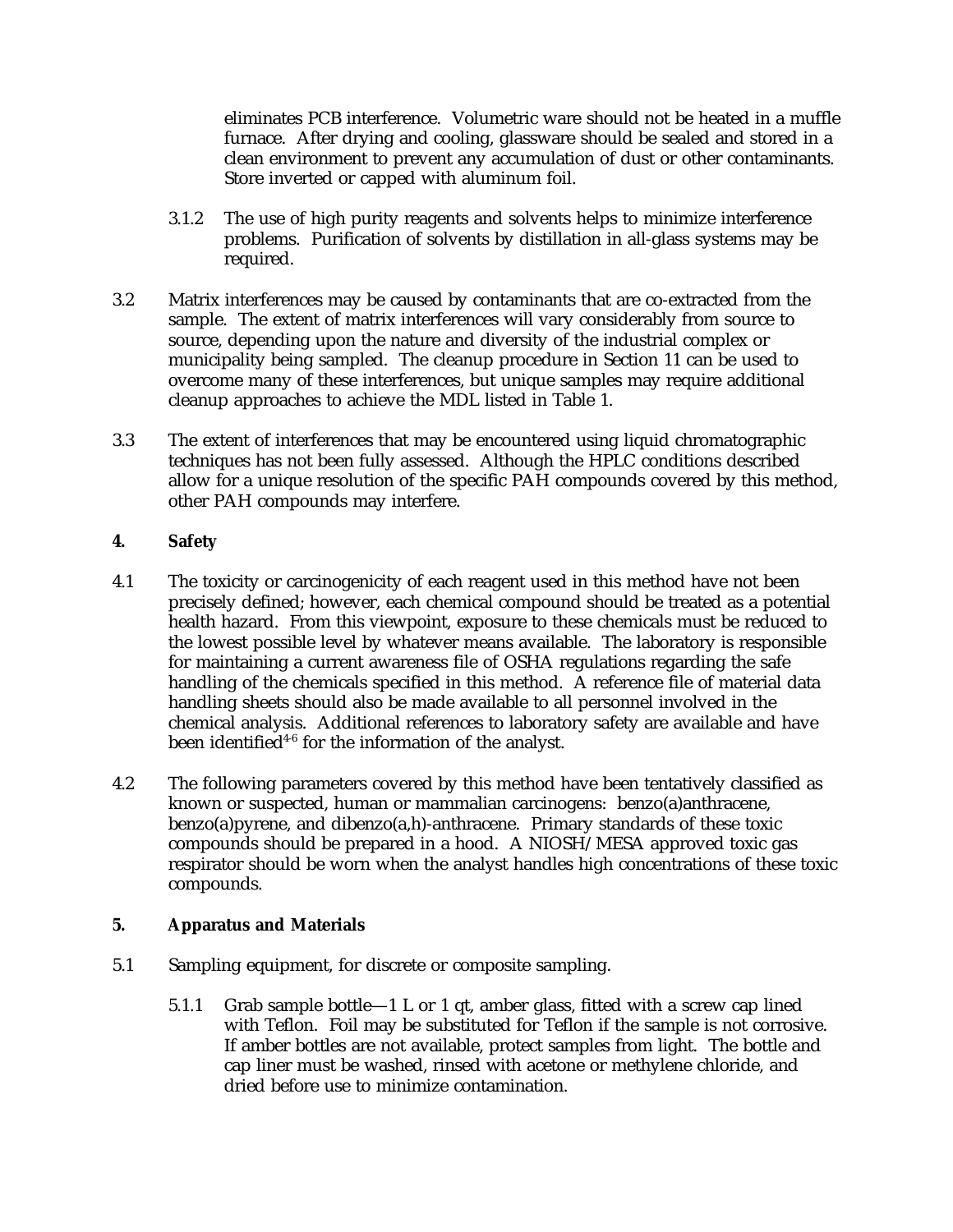eliminates PCB interference. Volumetric ware should not be heated in a muffle furnace. After drying and cooling, glassware should be sealed and stored in a clean environment to prevent any accumulation of dust or other contaminants. Store inverted or capped with aluminum foil.

3.1.2 The use of high purity reagents and solvents helps to minimize interference problems. Purification of solvents by distillation in all-glass systems may be required.

3.2 Matrix interferences may be caused by contaminants that are co-extracted from the sample. The extent of matrix interferences will vary considerably from source to source, depending upon the nature and diversity of the industrial complex or municipality being sampled. The cleanup procedure in Section 11 can be used to overcome many of these interferences, but unique samples may require additional cleanup approaches to achieve the MDL listed in Table 1.

3.3 The extent of interferences that may be encountered using liquid chromatographic techniques has not been fully assessed. Although the HPLC conditions described allow for a unique resolution of the specific PAH compounds covered by this method, other PAH compounds may interfere.

## 4. Safety

4.1 The toxicity or carcinogenicity of each reagent used in this method have not been precisely defined; however, each chemical compound should be treated as a potential health hazard. From this viewpoint, exposure to these chemicals must be reduced to the lowest possible level by whatever means available. The laboratory is responsible for maintaining a current awareness file of OSHA regulations regarding the safe handling of the chemicals specified in this method. A reference file of material data handling sheets should also be made available to all personnel involved in the chemical analysis. Additional references to laboratory safety are available and have been identified[4-6] for the information of the analyst.

4.2 The following parameters covered by this method have been tentatively classified as known or suspected, human or mammalian carcinogens: benzo(a)anthracene, benzo(a)pyrene, and dibenzo(a,h)-anthracene. Primary standards of these toxic compounds should be prepared in a hood. A NIOSH/MESA approved toxic gas respirator should be worn when the analyst handles high concentrations of these toxic compounds.

## 5. Apparatus and Materials

5.1 Sampling equipment, for discrete or composite sampling.

5.1.1 Grab sample bottle—1 L or 1 qt, amber glass, fitted with a screw cap lined with Teflon. Foil may be substituted for Teflon if the sample is not corrosive. If amber bottles are not available, protect samples from light. The bottle and cap liner must be washed, rinsed with acetone or methylene chloride, and dried before use to minimize contamination.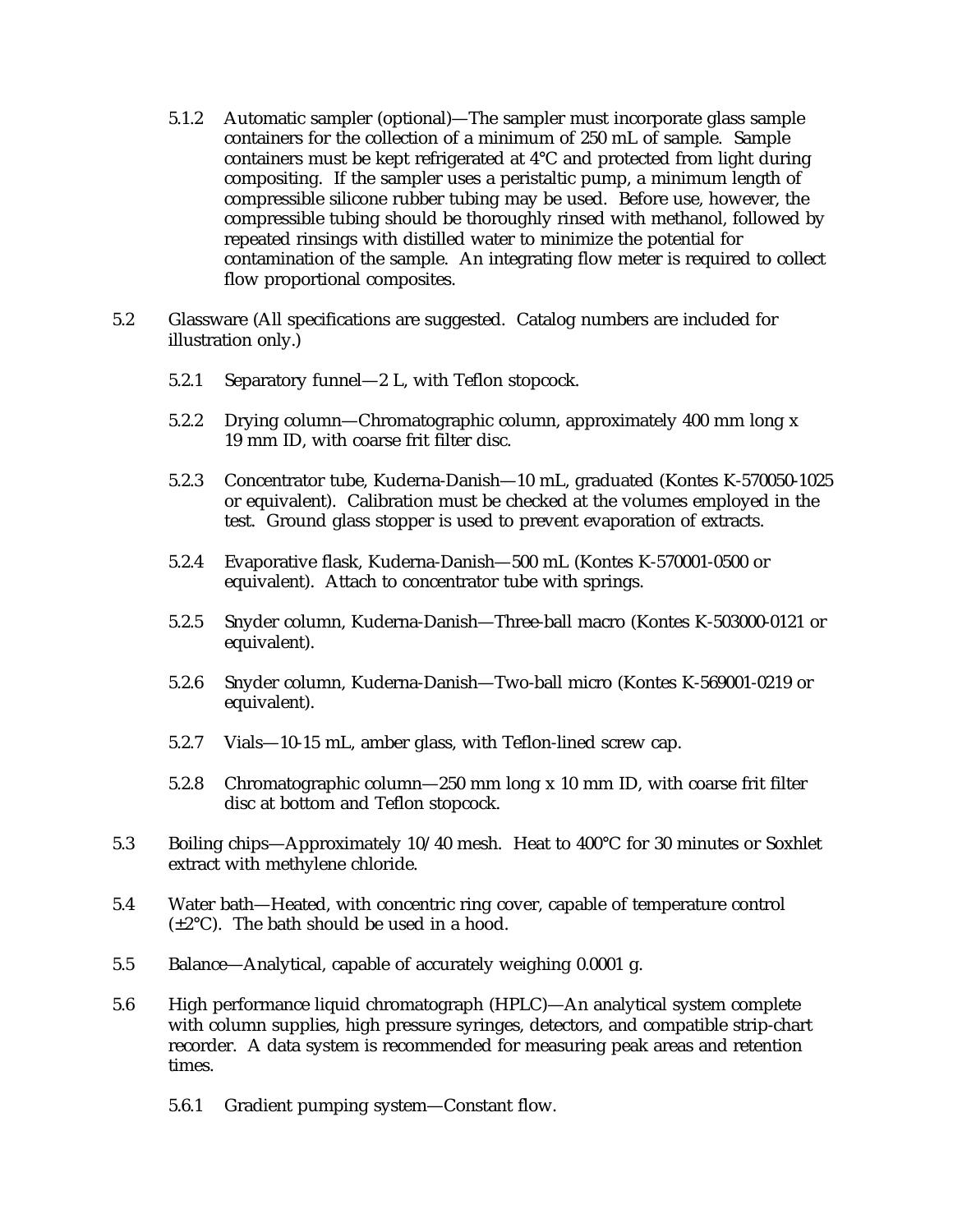5.1.2 Automatic sampler (optional)—The sampler must incorporate glass sample containers for the collection of a minimum of 250 mL of sample. Sample containers must be kept refrigerated at 4°C and protected from light during compositing. If the sampler uses a peristaltic pump, a minimum length of compressible silicone rubber tubing may be used. Before use, however, the compressible tubing should be thoroughly rinsed with methanol, followed by repeated rinsings with distilled water to minimize the potential for contamination of the sample. An integrating flow meter is required to collect flow proportional composites.

5.2 Glassware (All specifications are suggested. Catalog numbers are included for illustration only.)

5.2.1 Separatory funnel—2 L, with Teflon stopcock.

5.2.2 Drying column—Chromatographic column, approximately 400 mm long x 19 mm ID, with coarse frit filter disc.

5.2.3 Concentrator tube, Kuderna-Danish—10 mL, graduated (Kontes K-570050-1025 or equivalent). Calibration must be checked at the volumes employed in the test. Ground glass stopper is used to prevent evaporation of extracts.

5.2.4 Evaporative flask, Kuderna-Danish—500 mL (Kontes K-570001-0500 or equivalent). Attach to concentrator tube with springs.

5.2.5 Snyder column, Kuderna-Danish—Three-ball macro (Kontes K-503000-0121 or equivalent).

5.2.6 Snyder column, Kuderna-Danish—Two-ball micro (Kontes K-569001-0219 or equivalent).

5.2.7 Vials—10-15 mL, amber glass, with Teflon-lined screw cap.

5.2.8 Chromatographic column—250 mm long x 10 mm ID, with coarse frit filter disc at bottom and Teflon stopcock.

5.3 Boiling chips—Approximately 10/40 mesh. Heat to 400°C for 30 minutes or Soxhlet extract with methylene chloride.

5.4 Water bath—Heated, with concentric ring cover, capable of temperature control (±2°C). The bath should be used in a hood.

5.5 Balance—Analytical, capable of accurately weighing 0.0001 g.

5.6 High performance liquid chromatograph (HPLC)—An analytical system complete with column supplies, high pressure syringes, detectors, and compatible strip-chart recorder. A data system is recommended for measuring peak areas and retention times.

5.6.1 Gradient pumping system—Constant flow.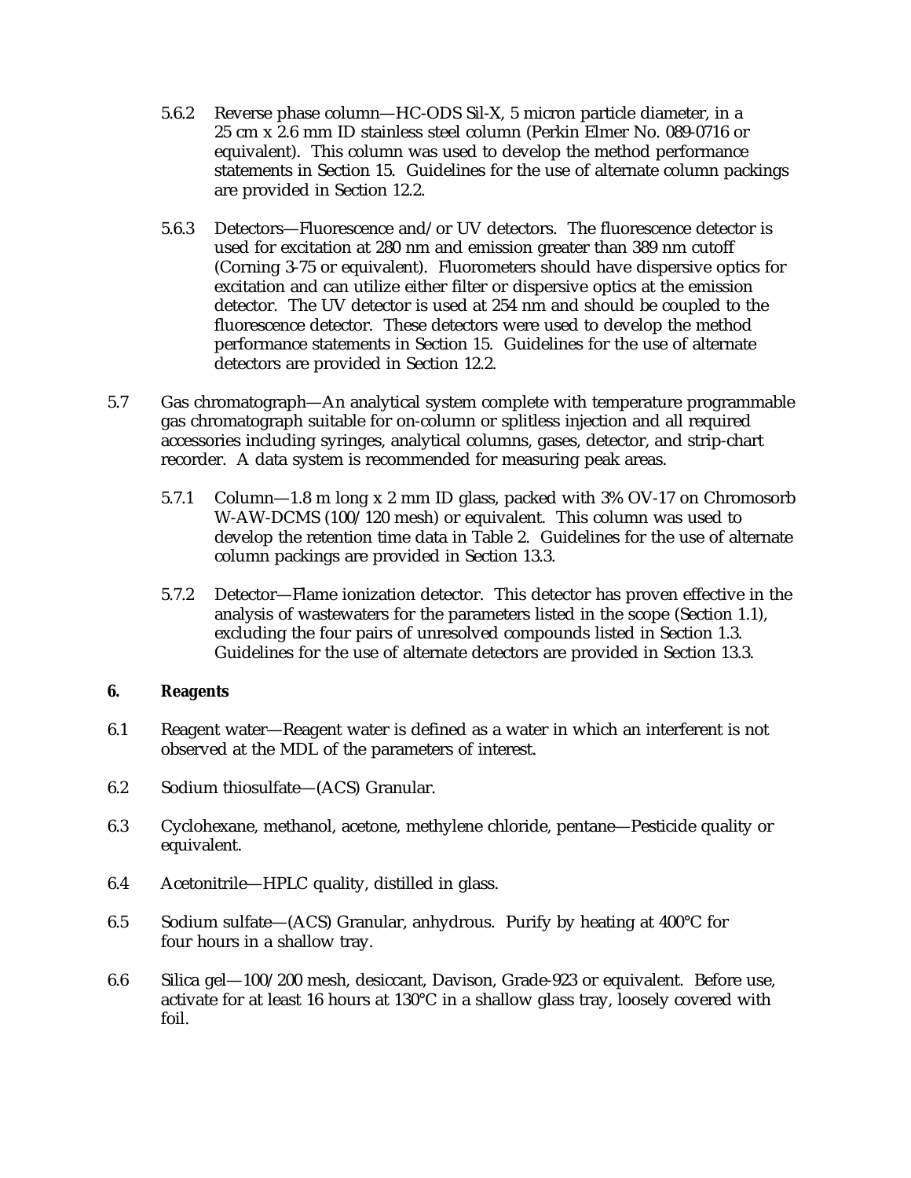5.6.2 Reverse phase column—HC-ODS Sil-X, 5 micron particle diameter, in a 25 cm x 2.6 mm ID stainless steel column (Perkin Elmer No. 089-0716 or equivalent). This column was used to develop the method performance statements in Section 15. Guidelines for the use of alternate column packings are provided in Section 12.2.

5.6.3 Detectors—Fluorescence and/or UV detectors. The fluorescence detector is used for excitation at 280 nm and emission greater than 389 nm cutoff (Corning 3-75 or equivalent). Fluorometers should have dispersive optics for excitation and can utilize either filter or dispersive optics at the emission detector. The UV detector is used at 254 nm and should be coupled to the fluorescence detector. These detectors were used to develop the method performance statements in Section 15. Guidelines for the use of alternate detectors are provided in Section 12.2.

5.7 Gas chromatograph—An analytical system complete with temperature programmable gas chromatograph suitable for on-column or splitless injection and all required accessories including syringes, analytical columns, gases, detector, and strip-chart recorder. A data system is recommended for measuring peak areas.

5.7.1 Column—1.8 m long x 2 mm ID glass, packed with 3% OV-17 on Chromosorb W-AW-DCMS (100/120 mesh) or equivalent. This column was used to develop the retention time data in Table 2. Guidelines for the use of alternate column packings are provided in Section 13.3.

5.7.2 Detector—Flame ionization detector. This detector has proven effective in the analysis of wastewaters for the parameters listed in the scope (Section 1.1), excluding the four pairs of unresolved compounds listed in Section 1.3. Guidelines for the use of alternate detectors are provided in Section 13.3.

## 6. Reagents

6.1 Reagent water—Reagent water is defined as a water in which an interferent is not observed at the MDL of the parameters of interest.

6.2 Sodium thiosulfate—(ACS) Granular.

6.3 Cyclohexane, methanol, acetone, methylene chloride, pentane—Pesticide quality or equivalent.

6.4 Acetonitrile—HPLC quality, distilled in glass.

6.5 Sodium sulfate—(ACS) Granular, anhydrous. Purify by heating at 400°C for four hours in a shallow tray.

6.6 Silica gel—100/200 mesh, desiccant, Davison, Grade-923 or equivalent. Before use, activate for at least 16 hours at 130°C in a shallow glass tray, loosely covered with foil.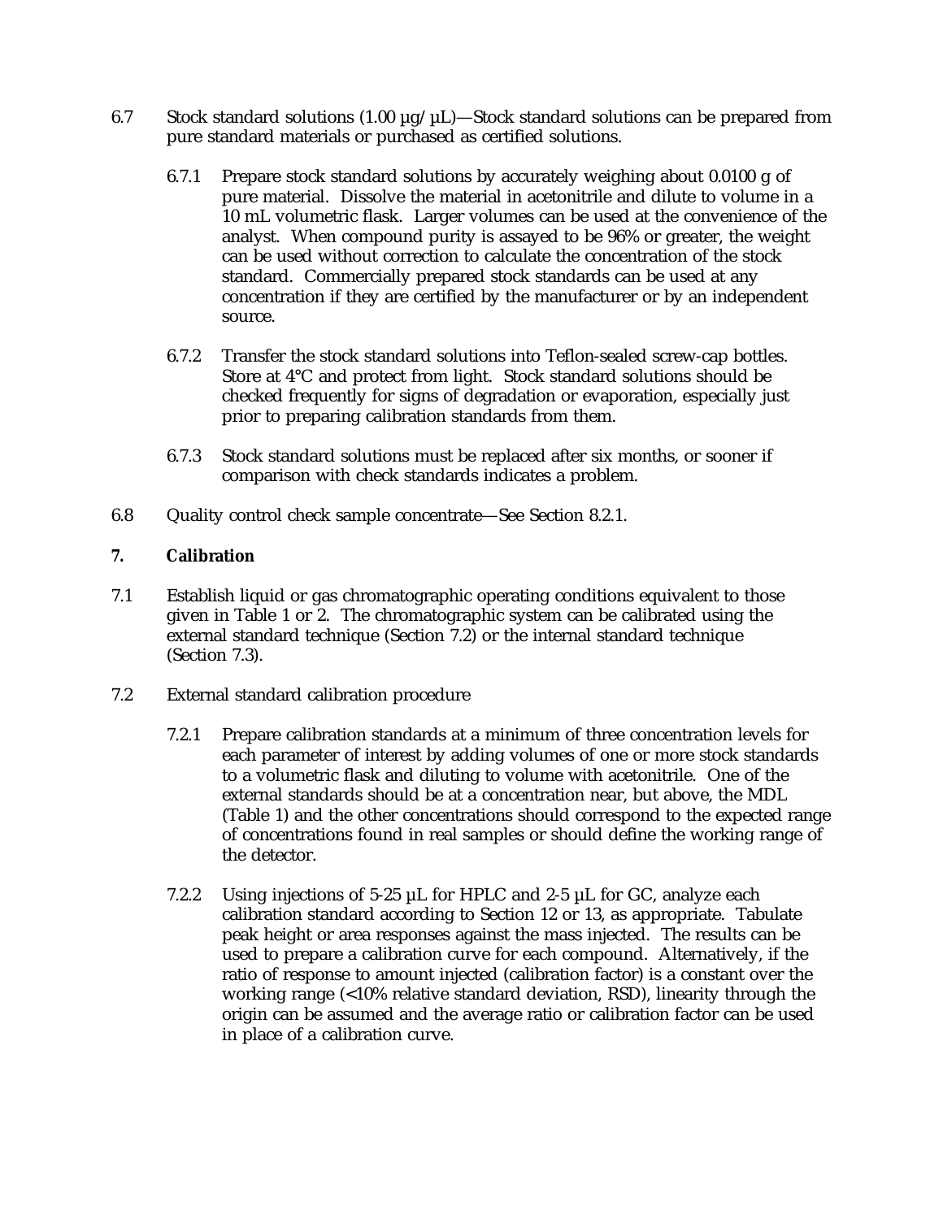6.7 Stock standard solutions (1.00 µg/µL)—Stock standard solutions can be prepared from pure standard materials or purchased as certified solutions.

6.7.1 Prepare stock standard solutions by accurately weighing about 0.0100 g of pure material. Dissolve the material in acetonitrile and dilute to volume in a 10 mL volumetric flask. Larger volumes can be used at the convenience of the analyst. When compound purity is assayed to be 96% or greater, the weight can be used without correction to calculate the concentration of the stock standard. Commercially prepared stock standards can be used at any concentration if they are certified by the manufacturer or by an independent source.

6.7.2 Transfer the stock standard solutions into Teflon-sealed screw-cap bottles. Store at 4°C and protect from light. Stock standard solutions should be checked frequently for signs of degradation or evaporation, especially just prior to preparing calibration standards from them.

6.7.3 Stock standard solutions must be replaced after six months, or sooner if comparison with check standards indicates a problem.

6.8 Quality control check sample concentrate—See Section 8.2.1.

## 7. Calibration

7.1 Establish liquid or gas chromatographic operating conditions equivalent to those given in Table 1 or 2. The chromatographic system can be calibrated using the external standard technique (Section 7.2) or the internal standard technique (Section 7.3).

7.2 External standard calibration procedure

7.2.1 Prepare calibration standards at a minimum of three concentration levels for each parameter of interest by adding volumes of one or more stock standards to a volumetric flask and diluting to volume with acetonitrile. One of the external standards should be at a concentration near, but above, the MDL (Table 1) and the other concentrations should correspond to the expected range of concentrations found in real samples or should define the working range of the detector.

7.2.2 Using injections of 5-25 µL for HPLC and 2-5 µL for GC, analyze each calibration standard according to Section 12 or 13, as appropriate. Tabulate peak height or area responses against the mass injected. The results can be used to prepare a calibration curve for each compound. Alternatively, if the ratio of response to amount injected (calibration factor) is a constant over the working range (<10% relative standard deviation, RSD), linearity through the origin can be assumed and the average ratio or calibration factor can be used in place of a calibration curve.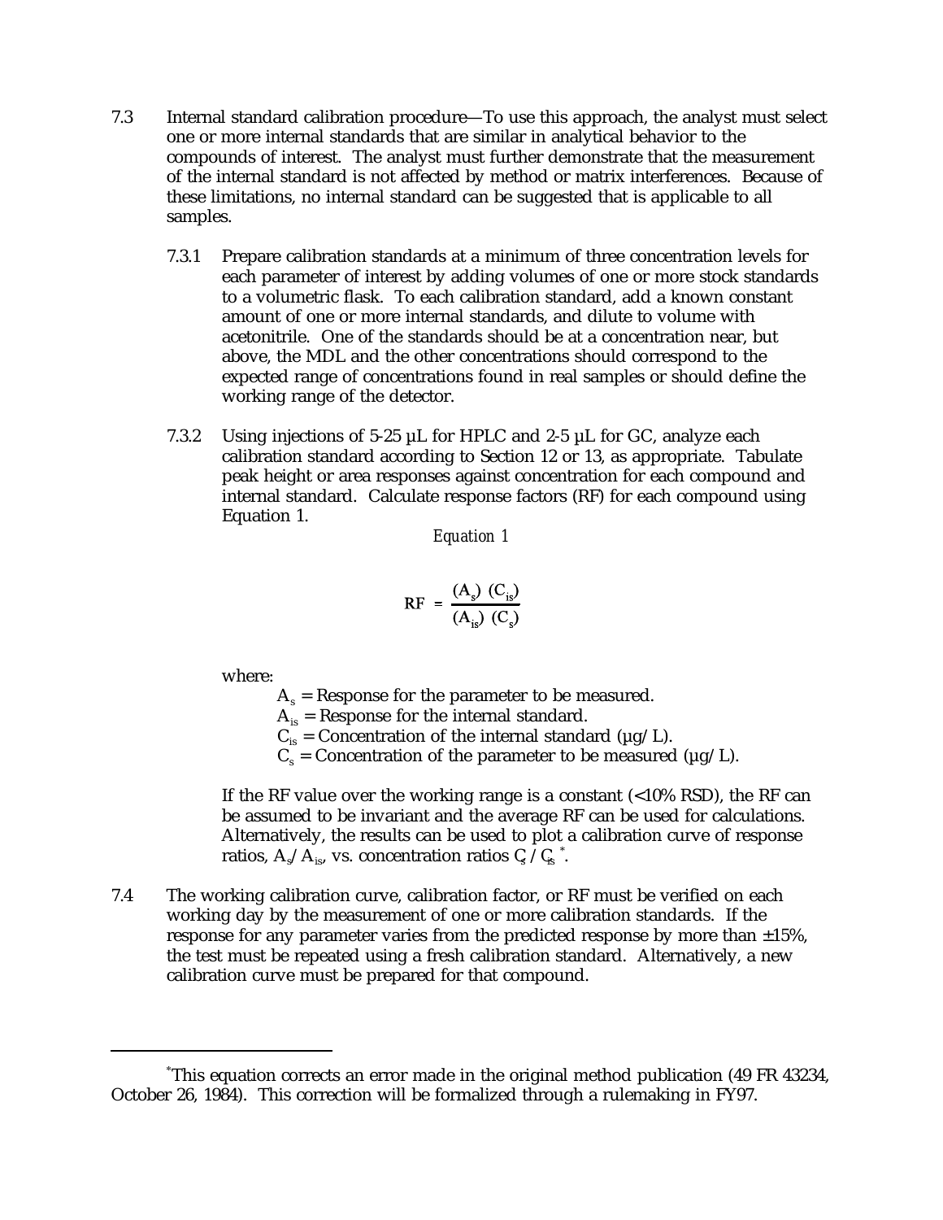7.3 Internal standard calibration procedure—To use this approach, the analyst must select one or more internal standards that are similar in analytical behavior to the compounds of interest. The analyst must further demonstrate that the measurement of the internal standard is not affected by method or matrix interferences. Because of these limitations, no internal standard can be suggested that is applicable to all samples.

7.3.1 Prepare calibration standards at a minimum of three concentration levels for each parameter of interest by adding volumes of one or more stock standards to a volumetric flask. To each calibration standard, add a known constant amount of one or more internal standards, and dilute to volume with acetonitrile. One of the standards should be at a concentration near, but above, the MDL and the other concentrations should correspond to the expected range of concentrations found in real samples or should define the working range of the detector.

7.3.2 Using injections of 5-25 µL for HPLC and 2-5 µL for GC, analyze each calibration standard according to Section 12 or 13, as appropriate. Tabulate peak height or area responses against concentration for each compound and internal standard. Calculate response factors (RF) for each compound using Equation 1.

*Equation 1*

$$RF = \frac{(A_s)\ (C_{is})}{(A_{is})\ (C_s)}$$

where:

$A_s$ = Response for the parameter to be measured.
$A_{is}$ = Response for the internal standard.
$C_{is}$ = Concentration of the internal standard (µg/L).
$C_s$ = Concentration of the parameter to be measured (µg/L).

If the RF value over the working range is a constant (<10% RSD), the RF can be assumed to be invariant and the average RF can be used for calculations. Alternatively, the results can be used to plot a calibration curve of response ratios, $A_s/A_{is}$, vs. concentration ratios $C_s/C_{is}$*.

7.4 The working calibration curve, calibration factor, or RF must be verified on each working day by the measurement of one or more calibration standards. If the response for any parameter varies from the predicted response by more than ±15%, the test must be repeated using a fresh calibration standard. Alternatively, a new calibration curve must be prepared for that compound.

---

*This equation corrects an error made in the original method publication (49 FR 43234, October 26, 1984). This correction will be formalized through a rulemaking in FY97.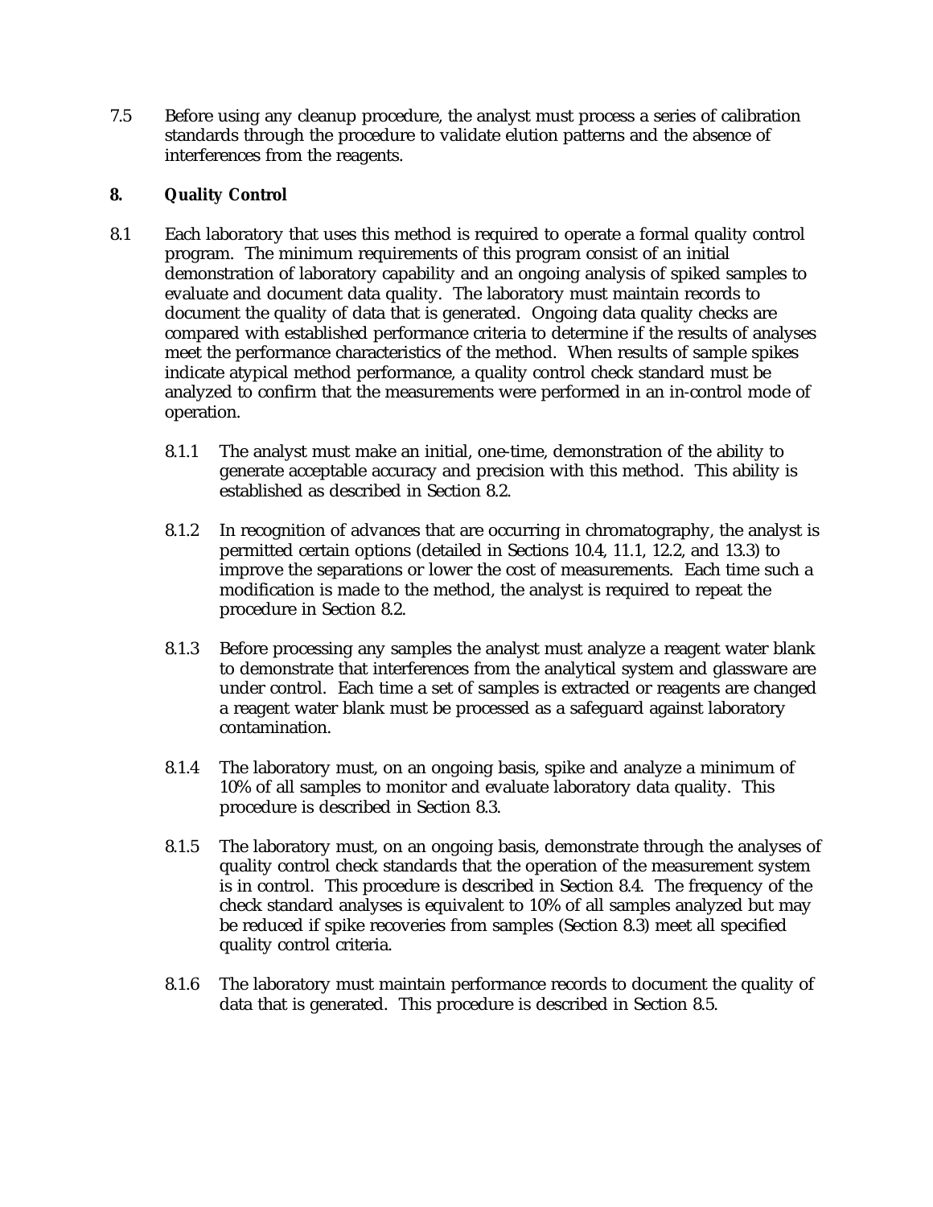7.5 Before using any cleanup procedure, the analyst must process a series of calibration standards through the procedure to validate elution patterns and the absence of interferences from the reagents.

## 8. Quality Control

8.1 Each laboratory that uses this method is required to operate a formal quality control program. The minimum requirements of this program consist of an initial demonstration of laboratory capability and an ongoing analysis of spiked samples to evaluate and document data quality. The laboratory must maintain records to document the quality of data that is generated. Ongoing data quality checks are compared with established performance criteria to determine if the results of analyses meet the performance characteristics of the method. When results of sample spikes indicate atypical method performance, a quality control check standard must be analyzed to confirm that the measurements were performed in an in-control mode of operation.

8.1.1 The analyst must make an initial, one-time, demonstration of the ability to generate acceptable accuracy and precision with this method. This ability is established as described in Section 8.2.

8.1.2 In recognition of advances that are occurring in chromatography, the analyst is permitted certain options (detailed in Sections 10.4, 11.1, 12.2, and 13.3) to improve the separations or lower the cost of measurements. Each time such a modification is made to the method, the analyst is required to repeat the procedure in Section 8.2.

8.1.3 Before processing any samples the analyst must analyze a reagent water blank to demonstrate that interferences from the analytical system and glassware are under control. Each time a set of samples is extracted or reagents are changed a reagent water blank must be processed as a safeguard against laboratory contamination.

8.1.4 The laboratory must, on an ongoing basis, spike and analyze a minimum of 10% of all samples to monitor and evaluate laboratory data quality. This procedure is described in Section 8.3.

8.1.5 The laboratory must, on an ongoing basis, demonstrate through the analyses of quality control check standards that the operation of the measurement system is in control. This procedure is described in Section 8.4. The frequency of the check standard analyses is equivalent to 10% of all samples analyzed but may be reduced if spike recoveries from samples (Section 8.3) meet all specified quality control criteria.

8.1.6 The laboratory must maintain performance records to document the quality of data that is generated. This procedure is described in Section 8.5.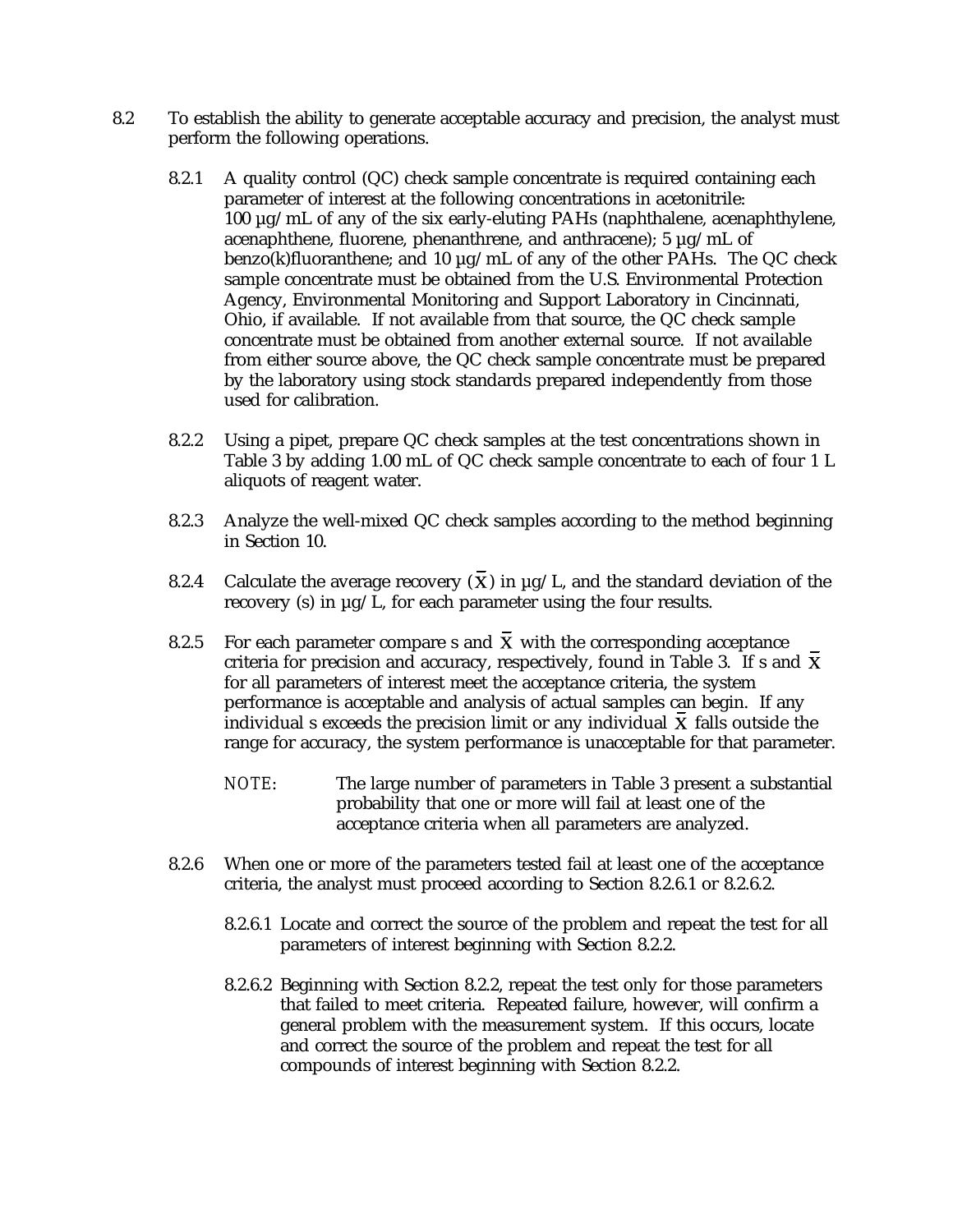8.2 To establish the ability to generate acceptable accuracy and precision, the analyst must perform the following operations.

8.2.1 A quality control (QC) check sample concentrate is required containing each parameter of interest at the following concentrations in acetonitrile: 100 µg/mL of any of the six early-eluting PAHs (naphthalene, acenaphthylene, acenaphthene, fluorene, phenanthrene, and anthracene); 5 µg/mL of benzo(k)fluoranthene; and 10 µg/mL of any of the other PAHs. The QC check sample concentrate must be obtained from the U.S. Environmental Protection Agency, Environmental Monitoring and Support Laboratory in Cincinnati, Ohio, if available. If not available from that source, the QC check sample concentrate must be obtained from another external source. If not available from either source above, the QC check sample concentrate must be prepared by the laboratory using stock standards prepared independently from those used for calibration.

8.2.2 Using a pipet, prepare QC check samples at the test concentrations shown in Table 3 by adding 1.00 mL of QC check sample concentrate to each of four 1 L aliquots of reagent water.

8.2.3 Analyze the well-mixed QC check samples according to the method beginning in Section 10.

8.2.4 Calculate the average recovery ($\bar{X}$) in µg/L, and the standard deviation of the recovery (s) in µg/L, for each parameter using the four results.

8.2.5 For each parameter compare s and $\bar{X}$ with the corresponding acceptance criteria for precision and accuracy, respectively, found in Table 3. If s and $\bar{X}$ for all parameters of interest meet the acceptance criteria, the system performance is acceptable and analysis of actual samples can begin. If any individual s exceeds the precision limit or any individual $\bar{X}$ falls outside the range for accuracy, the system performance is unacceptable for that parameter.

NOTE: The large number of parameters in Table 3 present a substantial probability that one or more will fail at least one of the acceptance criteria when all parameters are analyzed.

8.2.6 When one or more of the parameters tested fail at least one of the acceptance criteria, the analyst must proceed according to Section 8.2.6.1 or 8.2.6.2.

8.2.6.1 Locate and correct the source of the problem and repeat the test for all parameters of interest beginning with Section 8.2.2.

8.2.6.2 Beginning with Section 8.2.2, repeat the test only for those parameters that failed to meet criteria. Repeated failure, however, will confirm a general problem with the measurement system. If this occurs, locate and correct the source of the problem and repeat the test for all compounds of interest beginning with Section 8.2.2.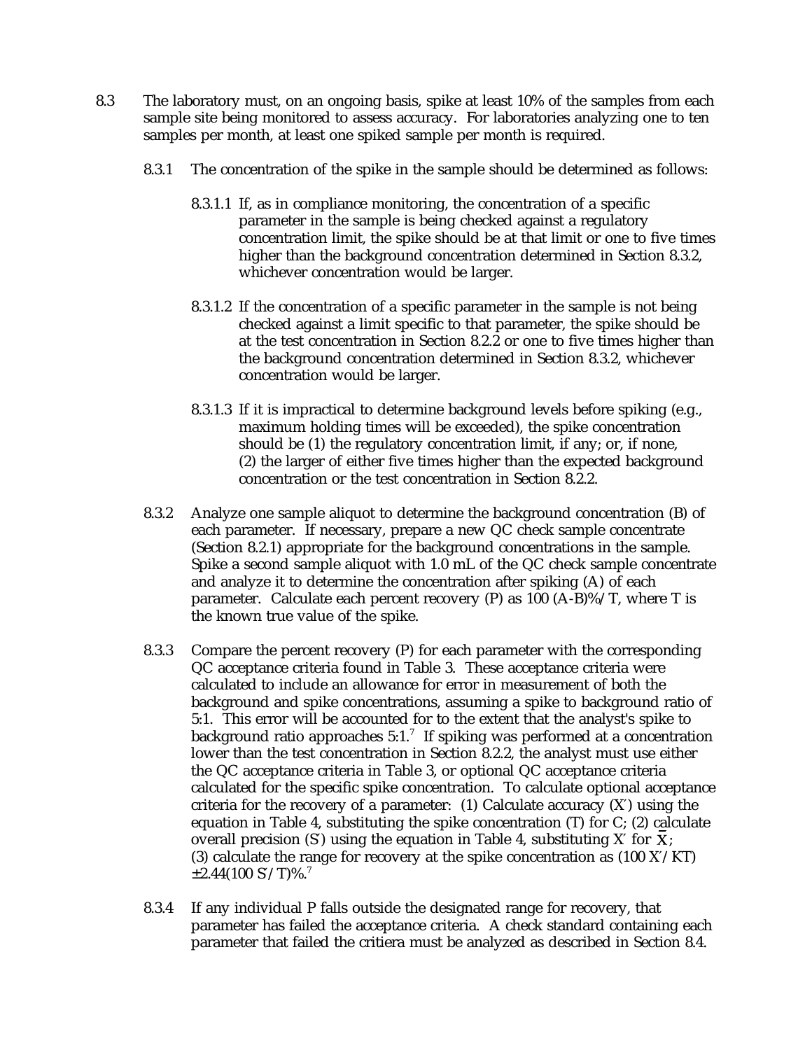8.3 The laboratory must, on an ongoing basis, spike at least 10% of the samples from each sample site being monitored to assess accuracy. For laboratories analyzing one to ten samples per month, at least one spiked sample per month is required.

8.3.1 The concentration of the spike in the sample should be determined as follows:

8.3.1.1 If, as in compliance monitoring, the concentration of a specific parameter in the sample is being checked against a regulatory concentration limit, the spike should be at that limit or one to five times higher than the background concentration determined in Section 8.3.2, whichever concentration would be larger.

8.3.1.2 If the concentration of a specific parameter in the sample is not being checked against a limit specific to that parameter, the spike should be at the test concentration in Section 8.2.2 or one to five times higher than the background concentration determined in Section 8.3.2, whichever concentration would be larger.

8.3.1.3 If it is impractical to determine background levels before spiking (e.g., maximum holding times will be exceeded), the spike concentration should be (1) the regulatory concentration limit, if any; or, if none, (2) the larger of either five times higher than the expected background concentration or the test concentration in Section 8.2.2.

8.3.2 Analyze one sample aliquot to determine the background concentration (B) of each parameter. If necessary, prepare a new QC check sample concentrate (Section 8.2.1) appropriate for the background concentrations in the sample. Spike a second sample aliquot with 1.0 mL of the QC check sample concentrate and analyze it to determine the concentration after spiking (A) of each parameter. Calculate each percent recovery (P) as $100\,(A-B)\%/T$, where T is the known true value of the spike.

8.3.3 Compare the percent recovery (P) for each parameter with the corresponding QC acceptance criteria found in Table 3. These acceptance criteria were calculated to include an allowance for error in measurement of both the background and spike concentrations, assuming a spike to background ratio of 5:1. This error will be accounted for to the extent that the analyst's spike to background ratio approaches 5:1.[7] If spiking was performed at a concentration lower than the test concentration in Section 8.2.2, the analyst must use either the QC acceptance criteria in Table 3, or optional QC acceptance criteria calculated for the specific spike concentration. To calculate optional acceptance criteria for the recovery of a parameter: (1) Calculate accuracy ($X'$) using the equation in Table 4, substituting the spike concentration (T) for C; (2) calculate overall precision ($S'$) using the equation in Table 4, substituting $X'$ for $\bar{X}$; (3) calculate the range for recovery at the spike concentration as $(100\,X'/KT) \pm 2.44(100\,S'/T)\%$.[7]

8.3.4 If any individual P falls outside the designated range for recovery, that parameter has failed the acceptance criteria. A check standard containing each parameter that failed the critiera must be analyzed as described in Section 8.4.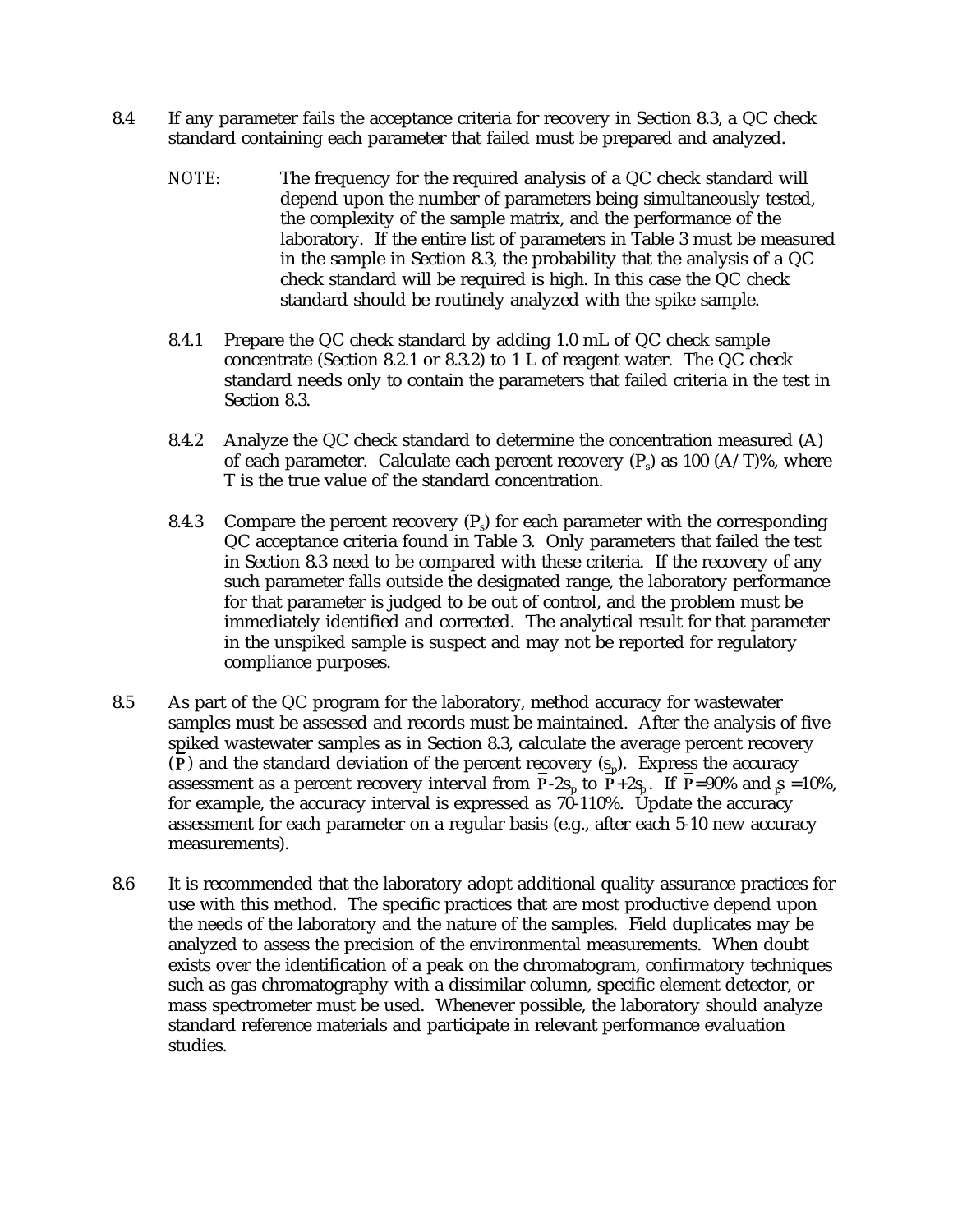8.4 If any parameter fails the acceptance criteria for recovery in Section 8.3, a QC check standard containing each parameter that failed must be prepared and analyzed.

NOTE: The frequency for the required analysis of a QC check standard will depend upon the number of parameters being simultaneously tested, the complexity of the sample matrix, and the performance of the laboratory. If the entire list of parameters in Table 3 must be measured in the sample in Section 8.3, the probability that the analysis of a QC check standard will be required is high. In this case the QC check standard should be routinely analyzed with the spike sample.

8.4.1 Prepare the QC check standard by adding 1.0 mL of QC check sample concentrate (Section 8.2.1 or 8.3.2) to 1 L of reagent water. The QC check standard needs only to contain the parameters that failed criteria in the test in Section 8.3.

8.4.2 Analyze the QC check standard to determine the concentration measured (A) of each parameter. Calculate each percent recovery ($P_s$) as 100 (A/T)%, where T is the true value of the standard concentration.

8.4.3 Compare the percent recovery ($P_s$) for each parameter with the corresponding QC acceptance criteria found in Table 3. Only parameters that failed the test in Section 8.3 need to be compared with these criteria. If the recovery of any such parameter falls outside the designated range, the laboratory performance for that parameter is judged to be out of control, and the problem must be immediately identified and corrected. The analytical result for that parameter in the unspiked sample is suspect and may not be reported for regulatory compliance purposes.

8.5 As part of the QC program for the laboratory, method accuracy for wastewater samples must be assessed and records must be maintained. After the analysis of five spiked wastewater samples as in Section 8.3, calculate the average percent recovery ($\bar{P}$) and the standard deviation of the percent recovery ($s_p$). Express the accuracy assessment as a percent recovery interval from $\bar{P}-2s_p$ to $\bar{P}+2s_p$. If $\bar{P}$=90% and $s_p$=10%, for example, the accuracy interval is expressed as 70-110%. Update the accuracy assessment for each parameter on a regular basis (e.g., after each 5-10 new accuracy measurements).

8.6 It is recommended that the laboratory adopt additional quality assurance practices for use with this method. The specific practices that are most productive depend upon the needs of the laboratory and the nature of the samples. Field duplicates may be analyzed to assess the precision of the environmental measurements. When doubt exists over the identification of a peak on the chromatogram, confirmatory techniques such as gas chromatography with a dissimilar column, specific element detector, or mass spectrometer must be used. Whenever possible, the laboratory should analyze standard reference materials and participate in relevant performance evaluation studies.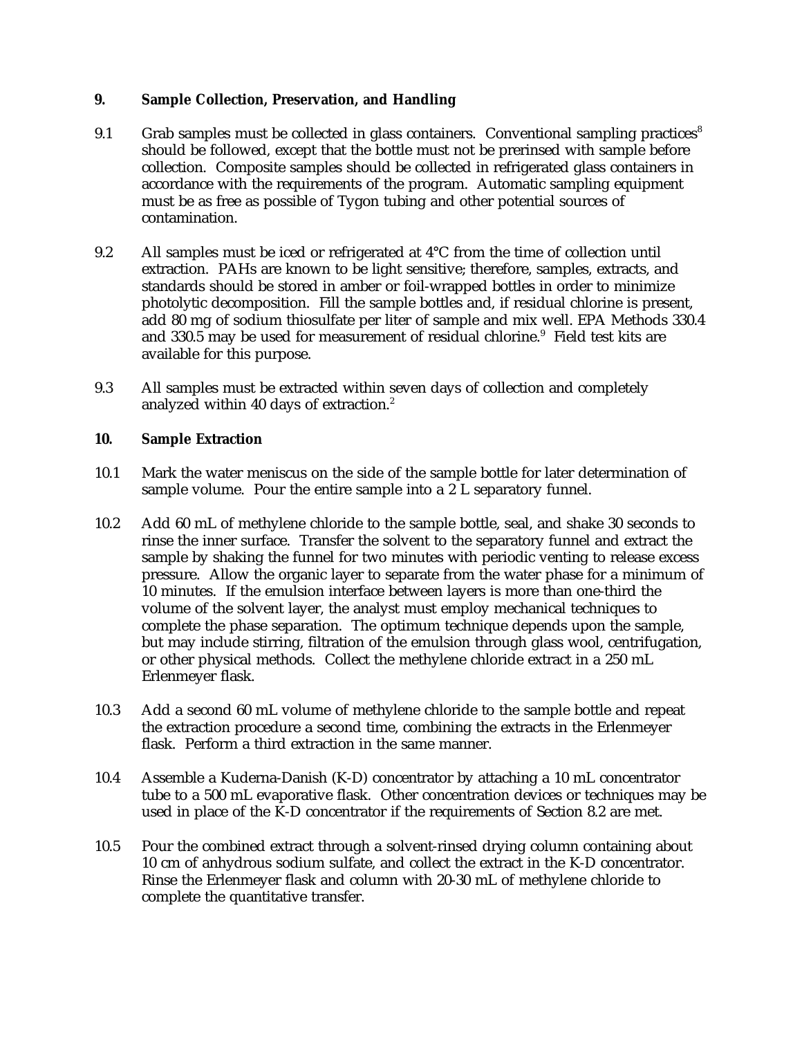## 9. Sample Collection, Preservation, and Handling

9.1 Grab samples must be collected in glass containers. Conventional sampling practices[8] should be followed, except that the bottle must not be prerinsed with sample before collection. Composite samples should be collected in refrigerated glass containers in accordance with the requirements of the program. Automatic sampling equipment must be as free as possible of Tygon tubing and other potential sources of contamination.

9.2 All samples must be iced or refrigerated at 4°C from the time of collection until extraction. PAHs are known to be light sensitive; therefore, samples, extracts, and standards should be stored in amber or foil-wrapped bottles in order to minimize photolytic decomposition. Fill the sample bottles and, if residual chlorine is present, add 80 mg of sodium thiosulfate per liter of sample and mix well. EPA Methods 330.4 and 330.5 may be used for measurement of residual chlorine.[9] Field test kits are available for this purpose.

9.3 All samples must be extracted within seven days of collection and completely analyzed within 40 days of extraction.[2]

## 10. Sample Extraction

10.1 Mark the water meniscus on the side of the sample bottle for later determination of sample volume. Pour the entire sample into a 2 L separatory funnel.

10.2 Add 60 mL of methylene chloride to the sample bottle, seal, and shake 30 seconds to rinse the inner surface. Transfer the solvent to the separatory funnel and extract the sample by shaking the funnel for two minutes with periodic venting to release excess pressure. Allow the organic layer to separate from the water phase for a minimum of 10 minutes. If the emulsion interface between layers is more than one-third the volume of the solvent layer, the analyst must employ mechanical techniques to complete the phase separation. The optimum technique depends upon the sample, but may include stirring, filtration of the emulsion through glass wool, centrifugation, or other physical methods. Collect the methylene chloride extract in a 250 mL Erlenmeyer flask.

10.3 Add a second 60 mL volume of methylene chloride to the sample bottle and repeat the extraction procedure a second time, combining the extracts in the Erlenmeyer flask. Perform a third extraction in the same manner.

10.4 Assemble a Kuderna-Danish (K-D) concentrator by attaching a 10 mL concentrator tube to a 500 mL evaporative flask. Other concentration devices or techniques may be used in place of the K-D concentrator if the requirements of Section 8.2 are met.

10.5 Pour the combined extract through a solvent-rinsed drying column containing about 10 cm of anhydrous sodium sulfate, and collect the extract in the K-D concentrator. Rinse the Erlenmeyer flask and column with 20-30 mL of methylene chloride to complete the quantitative transfer.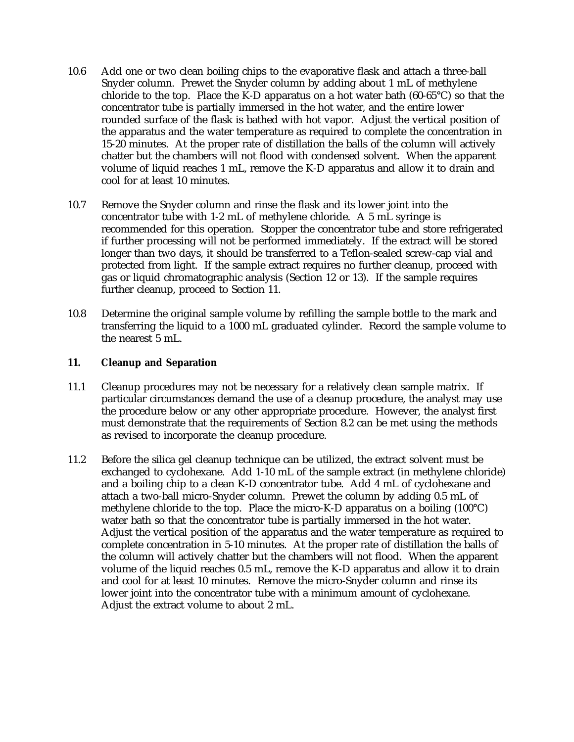10.6 Add one or two clean boiling chips to the evaporative flask and attach a three-ball Snyder column. Prewet the Snyder column by adding about 1 mL of methylene chloride to the top. Place the K-D apparatus on a hot water bath (60-65°C) so that the concentrator tube is partially immersed in the hot water, and the entire lower rounded surface of the flask is bathed with hot vapor. Adjust the vertical position of the apparatus and the water temperature as required to complete the concentration in 15-20 minutes. At the proper rate of distillation the balls of the column will actively chatter but the chambers will not flood with condensed solvent. When the apparent volume of liquid reaches 1 mL, remove the K-D apparatus and allow it to drain and cool for at least 10 minutes.

10.7 Remove the Snyder column and rinse the flask and its lower joint into the concentrator tube with 1-2 mL of methylene chloride. A 5 mL syringe is recommended for this operation. Stopper the concentrator tube and store refrigerated if further processing will not be performed immediately. If the extract will be stored longer than two days, it should be transferred to a Teflon-sealed screw-cap vial and protected from light. If the sample extract requires no further cleanup, proceed with gas or liquid chromatographic analysis (Section 12 or 13). If the sample requires further cleanup, proceed to Section 11.

10.8 Determine the original sample volume by refilling the sample bottle to the mark and transferring the liquid to a 1000 mL graduated cylinder. Record the sample volume to the nearest 5 mL.

## 11. Cleanup and Separation

11.1 Cleanup procedures may not be necessary for a relatively clean sample matrix. If particular circumstances demand the use of a cleanup procedure, the analyst may use the procedure below or any other appropriate procedure. However, the analyst first must demonstrate that the requirements of Section 8.2 can be met using the methods as revised to incorporate the cleanup procedure.

11.2 Before the silica gel cleanup technique can be utilized, the extract solvent must be exchanged to cyclohexane. Add 1-10 mL of the sample extract (in methylene chloride) and a boiling chip to a clean K-D concentrator tube. Add 4 mL of cyclohexane and attach a two-ball micro-Snyder column. Prewet the column by adding 0.5 mL of methylene chloride to the top. Place the micro-K-D apparatus on a boiling (100°C) water bath so that the concentrator tube is partially immersed in the hot water. Adjust the vertical position of the apparatus and the water temperature as required to complete concentration in 5-10 minutes. At the proper rate of distillation the balls of the column will actively chatter but the chambers will not flood. When the apparent volume of the liquid reaches 0.5 mL, remove the K-D apparatus and allow it to drain and cool for at least 10 minutes. Remove the micro-Snyder column and rinse its lower joint into the concentrator tube with a minimum amount of cyclohexane. Adjust the extract volume to about 2 mL.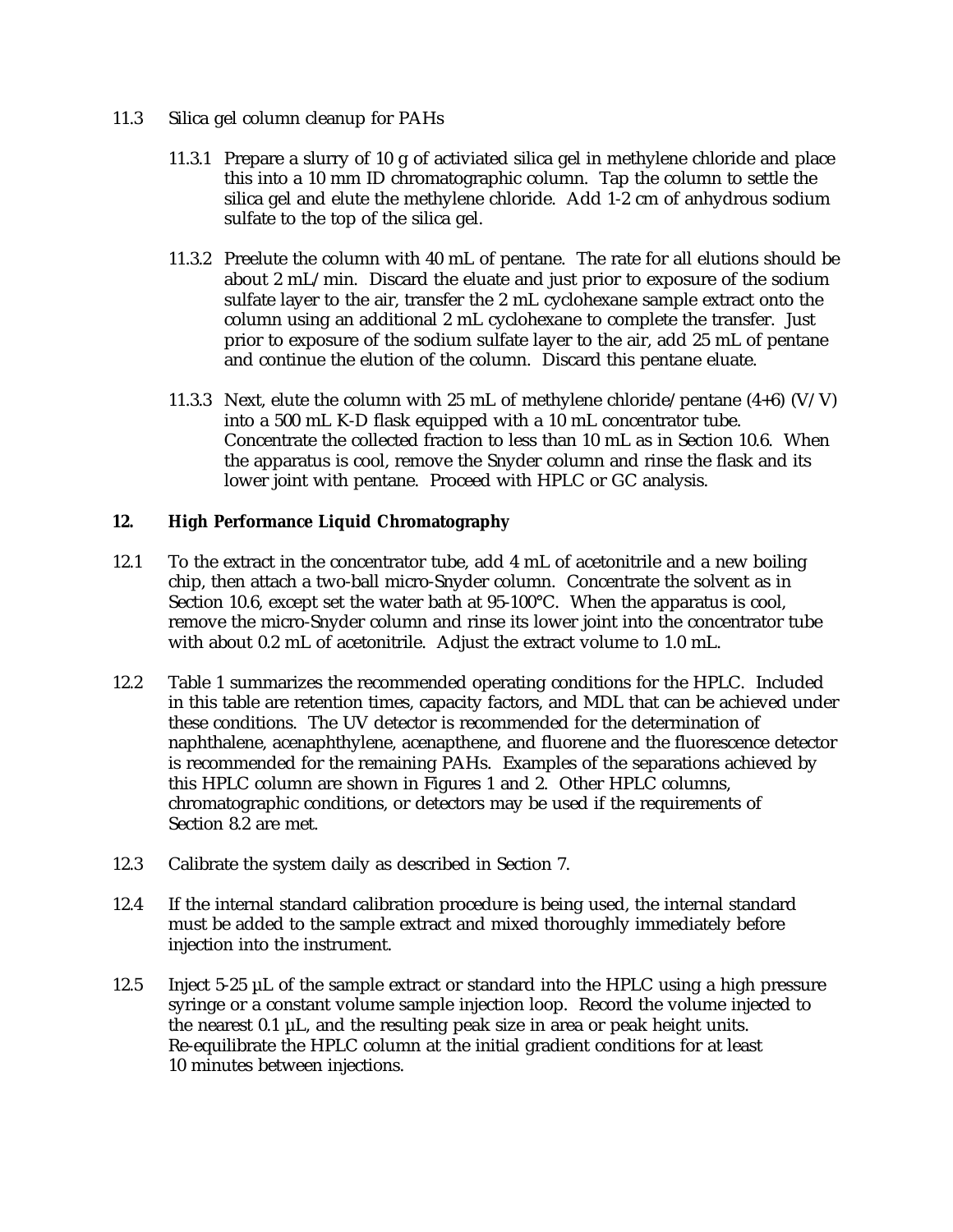11.3 Silica gel column cleanup for PAHs

11.3.1 Prepare a slurry of 10 g of activiated silica gel in methylene chloride and place this into a 10 mm ID chromatographic column. Tap the column to settle the silica gel and elute the methylene chloride. Add 1-2 cm of anhydrous sodium sulfate to the top of the silica gel.

11.3.2 Preelute the column with 40 mL of pentane. The rate for all elutions should be about 2 mL/min. Discard the eluate and just prior to exposure of the sodium sulfate layer to the air, transfer the 2 mL cyclohexane sample extract onto the column using an additional 2 mL cyclohexane to complete the transfer. Just prior to exposure of the sodium sulfate layer to the air, add 25 mL of pentane and continue the elution of the column. Discard this pentane eluate.

11.3.3 Next, elute the column with 25 mL of methylene chloride/pentane (4+6) (V/V) into a 500 mL K-D flask equipped with a 10 mL concentrator tube. Concentrate the collected fraction to less than 10 mL as in Section 10.6. When the apparatus is cool, remove the Snyder column and rinse the flask and its lower joint with pentane. Proceed with HPLC or GC analysis.

## 12. High Performance Liquid Chromatography

12.1 To the extract in the concentrator tube, add 4 mL of acetonitrile and a new boiling chip, then attach a two-ball micro-Snyder column. Concentrate the solvent as in Section 10.6, except set the water bath at 95-100°C. When the apparatus is cool, remove the micro-Snyder column and rinse its lower joint into the concentrator tube with about 0.2 mL of acetonitrile. Adjust the extract volume to 1.0 mL.

12.2 Table 1 summarizes the recommended operating conditions for the HPLC. Included in this table are retention times, capacity factors, and MDL that can be achieved under these conditions. The UV detector is recommended for the determination of naphthalene, acenaphthylene, acenapthene, and fluorene and the fluorescence detector is recommended for the remaining PAHs. Examples of the separations achieved by this HPLC column are shown in Figures 1 and 2. Other HPLC columns, chromatographic conditions, or detectors may be used if the requirements of Section 8.2 are met.

12.3 Calibrate the system daily as described in Section 7.

12.4 If the internal standard calibration procedure is being used, the internal standard must be added to the sample extract and mixed thoroughly immediately before injection into the instrument.

12.5 Inject 5-25 µL of the sample extract or standard into the HPLC using a high pressure syringe or a constant volume sample injection loop. Record the volume injected to the nearest 0.1 µL, and the resulting peak size in area or peak height units. Re-equilibrate the HPLC column at the initial gradient conditions for at least 10 minutes between injections.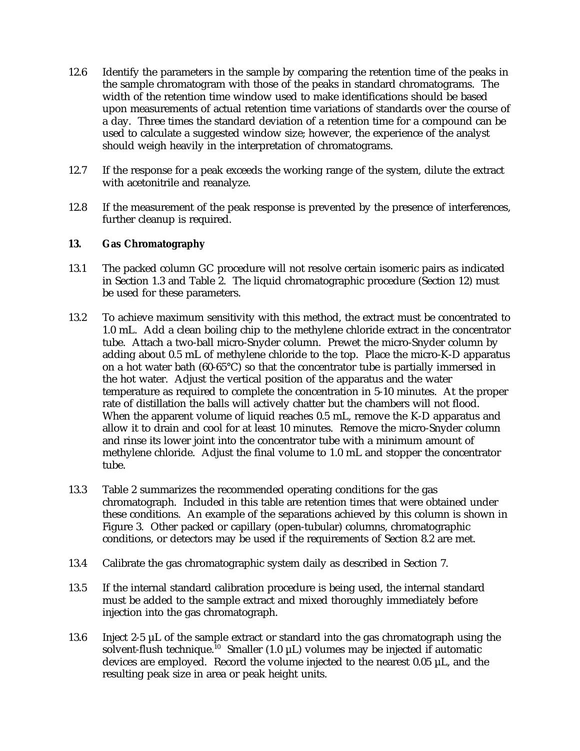12.6 Identify the parameters in the sample by comparing the retention time of the peaks in the sample chromatogram with those of the peaks in standard chromatograms. The width of the retention time window used to make identifications should be based upon measurements of actual retention time variations of standards over the course of a day. Three times the standard deviation of a retention time for a compound can be used to calculate a suggested window size; however, the experience of the analyst should weigh heavily in the interpretation of chromatograms.

12.7 If the response for a peak exceeds the working range of the system, dilute the extract with acetonitrile and reanalyze.

12.8 If the measurement of the peak response is prevented by the presence of interferences, further cleanup is required.

## 13. Gas Chromatography

13.1 The packed column GC procedure will not resolve certain isomeric pairs as indicated in Section 1.3 and Table 2. The liquid chromatographic procedure (Section 12) must be used for these parameters.

13.2 To achieve maximum sensitivity with this method, the extract must be concentrated to 1.0 mL. Add a clean boiling chip to the methylene chloride extract in the concentrator tube. Attach a two-ball micro-Snyder column. Prewet the micro-Snyder column by adding about 0.5 mL of methylene chloride to the top. Place the micro-K-D apparatus on a hot water bath (60-65°C) so that the concentrator tube is partially immersed in the hot water. Adjust the vertical position of the apparatus and the water temperature as required to complete the concentration in 5-10 minutes. At the proper rate of distillation the balls will actively chatter but the chambers will not flood. When the apparent volume of liquid reaches 0.5 mL, remove the K-D apparatus and allow it to drain and cool for at least 10 minutes. Remove the micro-Snyder column and rinse its lower joint into the concentrator tube with a minimum amount of methylene chloride. Adjust the final volume to 1.0 mL and stopper the concentrator tube.

13.3 Table 2 summarizes the recommended operating conditions for the gas chromatograph. Included in this table are retention times that were obtained under these conditions. An example of the separations achieved by this column is shown in Figure 3. Other packed or capillary (open-tubular) columns, chromatographic conditions, or detectors may be used if the requirements of Section 8.2 are met.

13.4 Calibrate the gas chromatographic system daily as described in Section 7.

13.5 If the internal standard calibration procedure is being used, the internal standard must be added to the sample extract and mixed thoroughly immediately before injection into the gas chromatograph.

13.6 Inject 2-5 µL of the sample extract or standard into the gas chromatograph using the solvent-flush technique.[10] Smaller (1.0 µL) volumes may be injected if automatic devices are employed. Record the volume injected to the nearest 0.05 µL, and the resulting peak size in area or peak height units.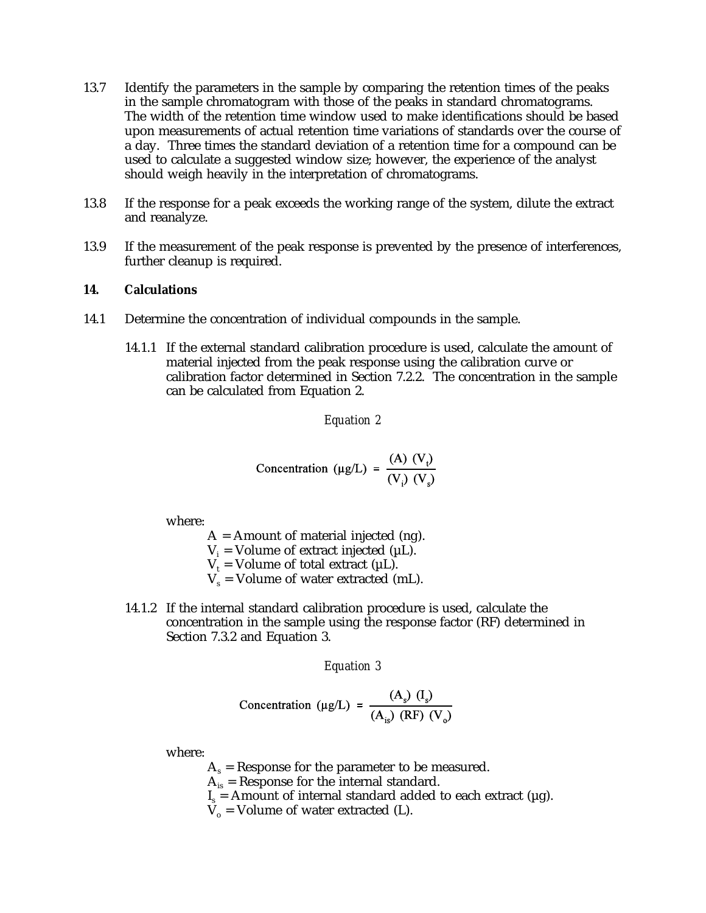13.7 Identify the parameters in the sample by comparing the retention times of the peaks in the sample chromatogram with those of the peaks in standard chromatograms. The width of the retention time window used to make identifications should be based upon measurements of actual retention time variations of standards over the course of a day. Three times the standard deviation of a retention time for a compound can be used to calculate a suggested window size; however, the experience of the analyst should weigh heavily in the interpretation of chromatograms.

13.8 If the response for a peak exceeds the working range of the system, dilute the extract and reanalyze.

13.9 If the measurement of the peak response is prevented by the presence of interferences, further cleanup is required.

## 14. Calculations

14.1 Determine the concentration of individual compounds in the sample.

14.1.1 If the external standard calibration procedure is used, calculate the amount of material injected from the peak response using the calibration curve or calibration factor determined in Section 7.2.2. The concentration in the sample can be calculated from Equation 2.

*Equation 2*

$$\text{Concentration } (\mu g/L) = \frac{(A)\ (V_t)}{(V_i)\ (V_s)}$$

where:

$A$ = Amount of material injected (ng).
$V_i$ = Volume of extract injected (µL).
$V_t$ = Volume of total extract (µL).
$V_s$ = Volume of water extracted (mL).

14.1.2 If the internal standard calibration procedure is used, calculate the concentration in the sample using the response factor (RF) determined in Section 7.3.2 and Equation 3.

*Equation 3*

$$\text{Concentration } (\mu g/L) = \frac{(A_s)\ (I_s)}{(A_{is})\ (RF)\ (V_o)}$$

where:

$A_s$ = Response for the parameter to be measured.
$A_{is}$ = Response for the internal standard.
$I_s$ = Amount of internal standard added to each extract (µg).
$V_o$ = Volume of water extracted (L).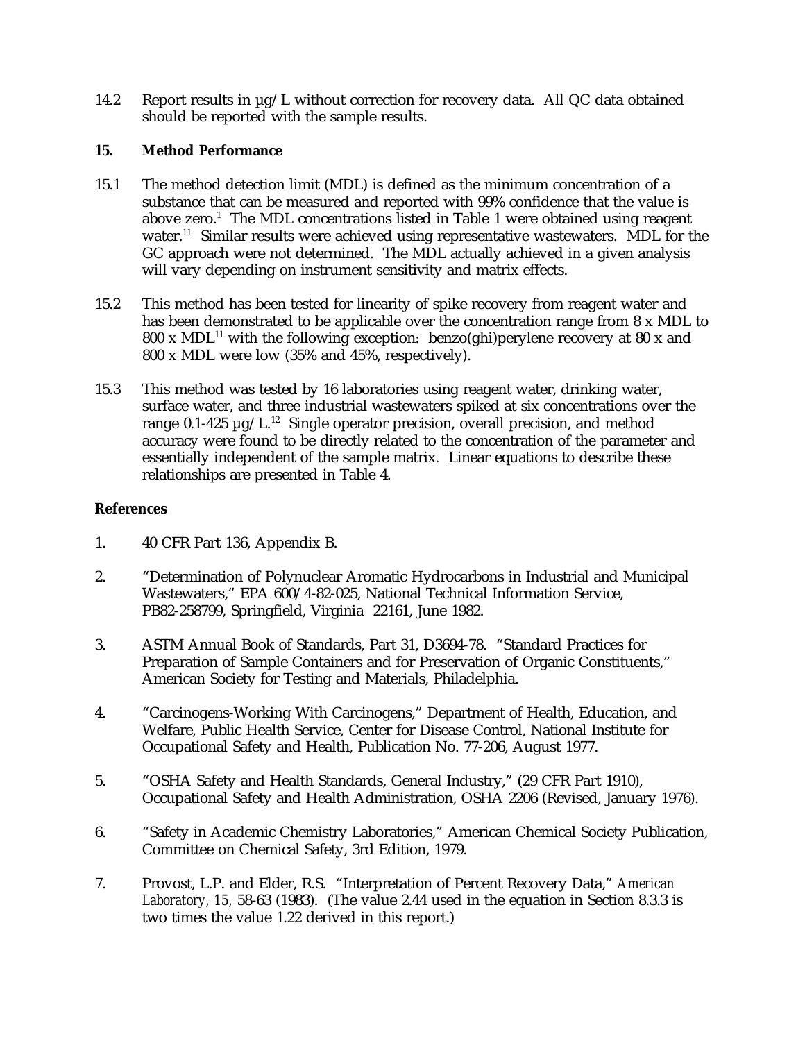14.2 Report results in µg/L without correction for recovery data. All QC data obtained should be reported with the sample results.

## 15. Method Performance

15.1 The method detection limit (MDL) is defined as the minimum concentration of a substance that can be measured and reported with 99% confidence that the value is above zero.[1] The MDL concentrations listed in Table 1 were obtained using reagent water.[11] Similar results were achieved using representative wastewaters. MDL for the GC approach were not determined. The MDL actually achieved in a given analysis will vary depending on instrument sensitivity and matrix effects.

15.2 This method has been tested for linearity of spike recovery from reagent water and has been demonstrated to be applicable over the concentration range from 8 x MDL to 800 x MDL[11] with the following exception: benzo(ghi)perylene recovery at 80 x and 800 x MDL were low (35% and 45%, respectively).

15.3 This method was tested by 16 laboratories using reagent water, drinking water, surface water, and three industrial wastewaters spiked at six concentrations over the range 0.1-425 µg/L.[12] Single operator precision, overall precision, and method accuracy were found to be directly related to the concentration of the parameter and essentially independent of the sample matrix. Linear equations to describe these relationships are presented in Table 4.

## References

1. 40 CFR Part 136, Appendix B.

2. "Determination of Polynuclear Aromatic Hydrocarbons in Industrial and Municipal Wastewaters," EPA 600/4-82-025, National Technical Information Service, PB82-258799, Springfield, Virginia 22161, June 1982.

3. ASTM Annual Book of Standards, Part 31, D3694-78. "Standard Practices for Preparation of Sample Containers and for Preservation of Organic Constituents," American Society for Testing and Materials, Philadelphia.

4. "Carcinogens-Working With Carcinogens," Department of Health, Education, and Welfare, Public Health Service, Center for Disease Control, National Institute for Occupational Safety and Health, Publication No. 77-206, August 1977.

5. "OSHA Safety and Health Standards, General Industry," (29 CFR Part 1910), Occupational Safety and Health Administration, OSHA 2206 (Revised, January 1976).

6. "Safety in Academic Chemistry Laboratories," American Chemical Society Publication, Committee on Chemical Safety, 3rd Edition, 1979.

7. Provost, L.P. and Elder, R.S. "Interpretation of Percent Recovery Data," *American Laboratory, 15,* 58-63 (1983). (The value 2.44 used in the equation in Section 8.3.3 is two times the value 1.22 derived in this report.)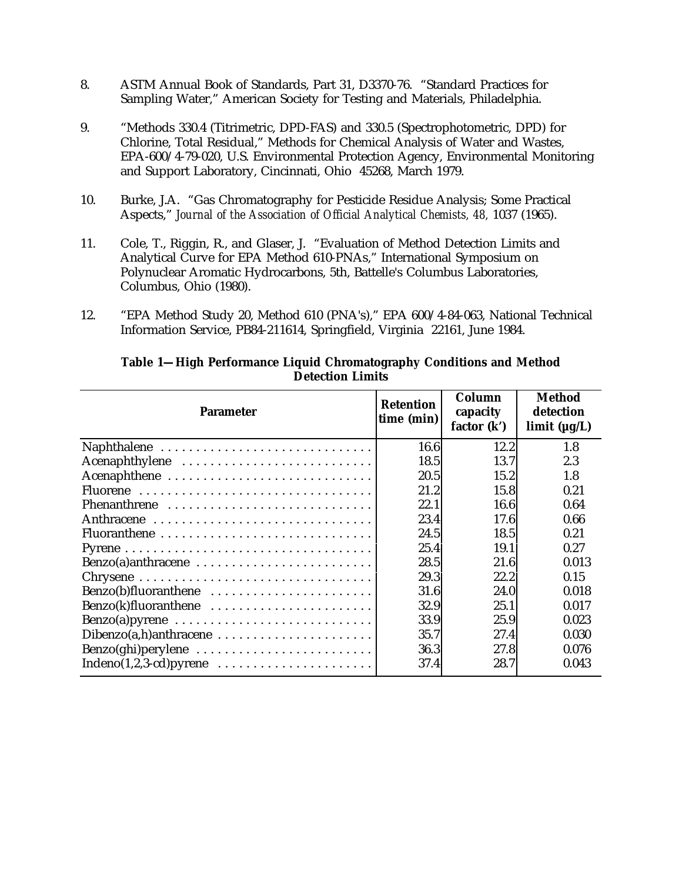8. ASTM Annual Book of Standards, Part 31, D3370-76. "Standard Practices for Sampling Water," American Society for Testing and Materials, Philadelphia.

9. "Methods 330.4 (Titrimetric, DPD-FAS) and 330.5 (Spectrophotometric, DPD) for Chlorine, Total Residual," Methods for Chemical Analysis of Water and Wastes, EPA-600/4-79-020, U.S. Environmental Protection Agency, Environmental Monitoring and Support Laboratory, Cincinnati, Ohio 45268, March 1979.

10. Burke, J.A. "Gas Chromatography for Pesticide Residue Analysis; Some Practical Aspects," *Journal of the Association of Official Analytical Chemists, 48,* 1037 (1965).

11. Cole, T., Riggin, R., and Glaser, J. "Evaluation of Method Detection Limits and Analytical Curve for EPA Method 610-PNAs," International Symposium on Polynuclear Aromatic Hydrocarbons, 5th, Battelle's Columbus Laboratories, Columbus, Ohio (1980).

12. "EPA Method Study 20, Method 610 (PNA's)," EPA 600/4-84-063, National Technical Information Service, PB84-211614, Springfield, Virginia 22161, June 1984.

**Table 1—High Performance Liquid Chromatography Conditions and Method Detection Limits**

| Parameter | Retention time (min) | Column capacity factor (k') | Method detection limit (µg/L) |
|---|---|---|---|
| Naphthalene | 16.6 | 12.2 | 1.8 |
| Acenaphthylene | 18.5 | 13.7 | 2.3 |
| Acenaphthene | 20.5 | 15.2 | 1.8 |
| Fluorene | 21.2 | 15.8 | 0.21 |
| Phenanthrene | 22.1 | 16.6 | 0.64 |
| Anthracene | 23.4 | 17.6 | 0.66 |
| Fluoranthene | 24.5 | 18.5 | 0.21 |
| Pyrene | 25.4 | 19.1 | 0.27 |
| Benzo(a)anthracene | 28.5 | 21.6 | 0.013 |
| Chrysene | 29.3 | 22.2 | 0.15 |
| Benzo(b)fluoranthene | 31.6 | 24.0 | 0.018 |
| Benzo(k)fluoranthene | 32.9 | 25.1 | 0.017 |
| Benzo(a)pyrene | 33.9 | 25.9 | 0.023 |
| Dibenzo(a,h)anthracene | 35.7 | 27.4 | 0.030 |
| Benzo(ghi)perylene | 36.3 | 27.8 | 0.076 |
| Indeno(1,2,3-cd)pyrene | 37.4 | 28.7 | 0.043 |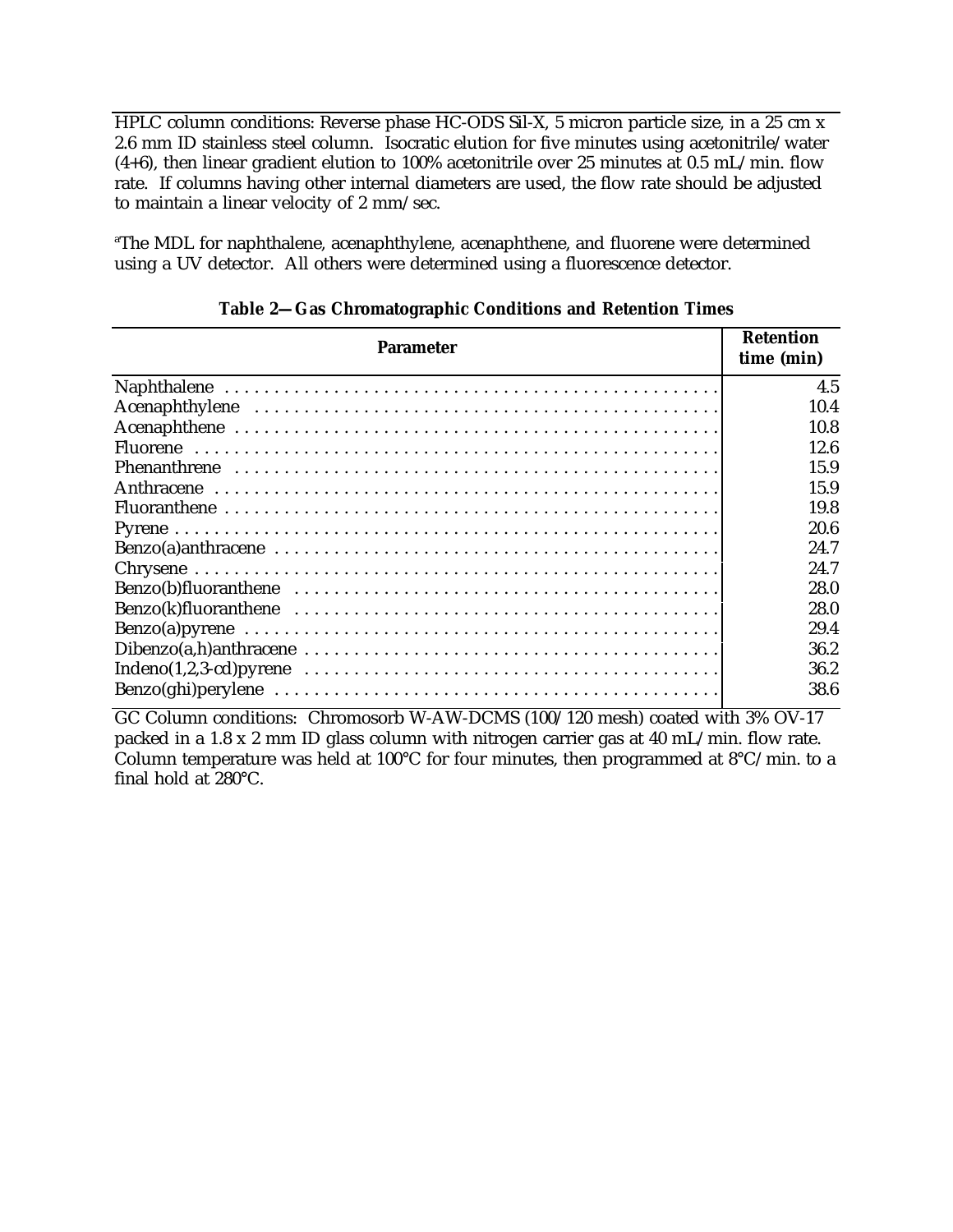HPLC column conditions: Reverse phase HC-ODS Sil-X, 5 micron particle size, in a 25 cm x 2.6 mm ID stainless steel column. Isocratic elution for five minutes using acetonitrile/water (4+6), then linear gradient elution to 100% acetonitrile over 25 minutes at 0.5 mL/min. flow rate. If columns having other internal diameters are used, the flow rate should be adjusted to maintain a linear velocity of 2 mm/sec.

[a]The MDL for naphthalene, acenaphthylene, acenaphthene, and fluorene were determined using a UV detector. All others were determined using a fluorescence detector.

**Table 2—Gas Chromatographic Conditions and Retention Times**

| Parameter | Retention time (min) |
|---|---|
| Naphthalene | 4.5 |
| Acenaphthylene | 10.4 |
| Acenaphthene | 10.8 |
| Fluorene | 12.6 |
| Phenanthrene | 15.9 |
| Anthracene | 15.9 |
| Fluoranthene | 19.8 |
| Pyrene | 20.6 |
| Benzo(a)anthracene | 24.7 |
| Chrysene | 24.7 |
| Benzo(b)fluoranthene | 28.0 |
| Benzo(k)fluoranthene | 28.0 |
| Benzo(a)pyrene | 29.4 |
| Dibenzo(a,h)anthracene | 36.2 |
| Indeno(1,2,3-cd)pyrene | 36.2 |
| Benzo(ghi)perylene | 38.6 |

GC Column conditions: Chromosorb W-AW-DCMS (100/120 mesh) coated with 3% OV-17 packed in a 1.8 x 2 mm ID glass column with nitrogen carrier gas at 40 mL/min. flow rate. Column temperature was held at 100°C for four minutes, then programmed at 8°C/min. to a final hold at 280°C.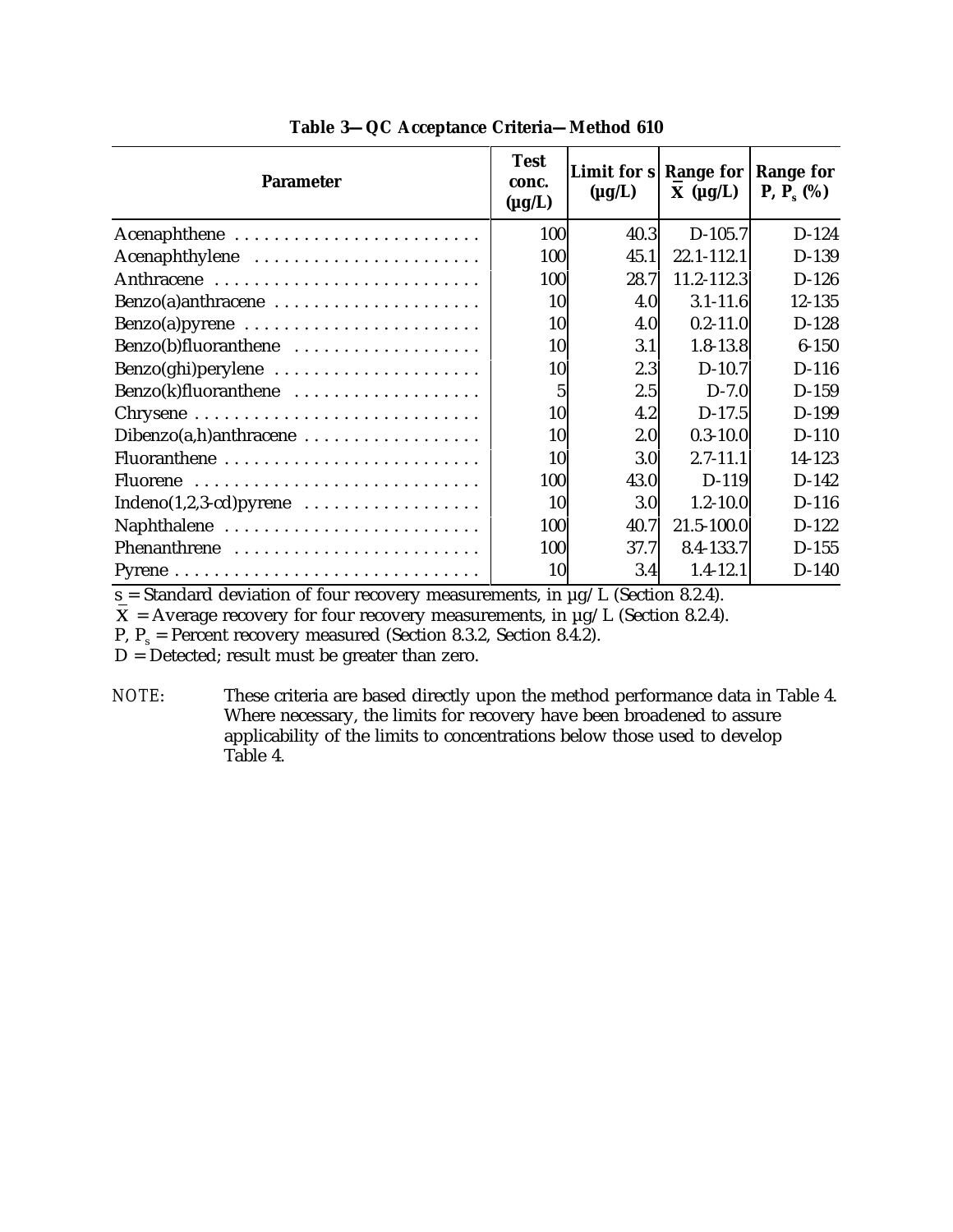**Table 3—QC Acceptance Criteria—Method 610**

| Parameter | Test conc. (µg/L) | Limit for s (µg/L) | Range for $\bar{X}$ (µg/L) | Range for P, $P_s$ (%) |
|---|---|---|---|---|
| Acenaphthene | 100 | 40.3 | D-105.7 | D-124 |
| Acenaphthylene | 100 | 45.1 | 22.1-112.1 | D-139 |
| Anthracene | 100 | 28.7 | 11.2-112.3 | D-126 |
| Benzo(a)anthracene | 10 | 4.0 | 3.1-11.6 | 12-135 |
| Benzo(a)pyrene | 10 | 4.0 | 0.2-11.0 | D-128 |
| Benzo(b)fluoranthene | 10 | 3.1 | 1.8-13.8 | 6-150 |
| Benzo(ghi)perylene | 10 | 2.3 | D-10.7 | D-116 |
| Benzo(k)fluoranthene | 5 | 2.5 | D-7.0 | D-159 |
| Chrysene | 10 | 4.2 | D-17.5 | D-199 |
| Dibenzo(a,h)anthracene | 10 | 2.0 | 0.3-10.0 | D-110 |
| Fluoranthene | 10 | 3.0 | 2.7-11.1 | 14-123 |
| Fluorene | 100 | 43.0 | D-119 | D-142 |
| Indeno(1,2,3-cd)pyrene | 10 | 3.0 | 1.2-10.0 | D-116 |
| Naphthalene | 100 | 40.7 | 21.5-100.0 | D-122 |
| Phenanthrene | 100 | 37.7 | 8.4-133.7 | D-155 |
| Pyrene | 10 | 3.4 | 1.4-12.1 | D-140 |

s = Standard deviation of four recovery measurements, in µg/L (Section 8.2.4).

$\bar{X}$ = Average recovery for four recovery measurements, in µg/L (Section 8.2.4).

P, $P_s$ = Percent recovery measured (Section 8.3.2, Section 8.4.2).

D = Detected; result must be greater than zero.

*NOTE:* These criteria are based directly upon the method performance data in Table 4. Where necessary, the limits for recovery have been broadened to assure applicability of the limits to concentrations below those used to develop Table 4.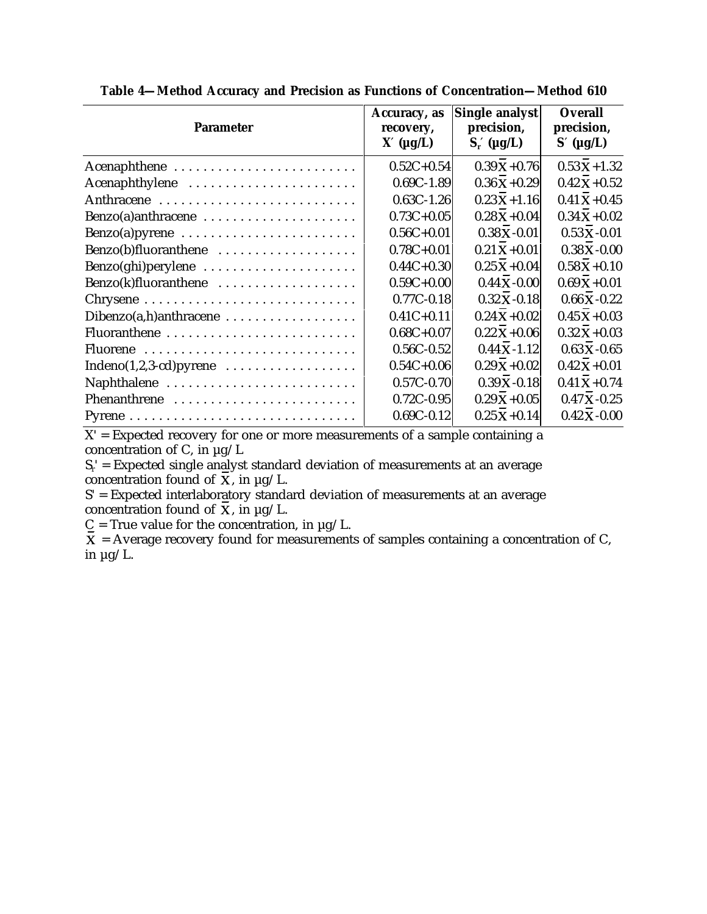**Table 4—Method Accuracy and Precision as Functions of Concentration—Method 610**

| Parameter | Accuracy, as recovery, $X'$ (µg/L) | Single analyst precision, $S_r'$ (µg/L) | Overall precision, $S'$ (µg/L) |
|---|---|---|---|
| Acenaphthene | 0.52C+0.54 | $0.39\bar{X}+0.76$ | $0.53\bar{X}+1.32$ |
| Acenaphthylene | 0.69C-1.89 | $0.36\bar{X}+0.29$ | $0.42\bar{X}+0.52$ |
| Anthracene | 0.63C-1.26 | $0.23\bar{X}+1.16$ | $0.41\bar{X}+0.45$ |
| Benzo(a)anthracene | 0.73C+0.05 | $0.28\bar{X}+0.04$ | $0.34\bar{X}+0.02$ |
| Benzo(a)pyrene | 0.56C+0.01 | $0.38\bar{X}-0.01$ | $0.53\bar{X}-0.01$ |
| Benzo(b)fluoranthene | 0.78C+0.01 | $0.21\bar{X}+0.01$ | $0.38\bar{X}-0.00$ |
| Benzo(ghi)perylene | 0.44C+0.30 | $0.25\bar{X}+0.04$ | $0.58\bar{X}+0.10$ |
| Benzo(k)fluoranthene | 0.59C+0.00 | $0.44\bar{X}-0.00$ | $0.69\bar{X}+0.01$ |
| Chrysene | 0.77C-0.18 | $0.32\bar{X}-0.18$ | $0.66\bar{X}-0.22$ |
| Dibenzo(a,h)anthracene | 0.41C+0.11 | $0.24\bar{X}+0.02$ | $0.45\bar{X}+0.03$ |
| Fluoranthene | 0.68C+0.07 | $0.22\bar{X}+0.06$ | $0.32\bar{X}+0.03$ |
| Fluorene | 0.56C-0.52 | $0.44\bar{X}-1.12$ | $0.63\bar{X}-0.65$ |
| Indeno(1,2,3-cd)pyrene | 0.54C+0.06 | $0.29\bar{X}+0.02$ | $0.42\bar{X}+0.01$ |
| Naphthalene | 0.57C-0.70 | $0.39\bar{X}-0.18$ | $0.41\bar{X}+0.74$ |
| Phenanthrene | 0.72C-0.95 | $0.29\bar{X}+0.05$ | $0.47\bar{X}-0.25$ |
| Pyrene | 0.69C-0.12 | $0.25\bar{X}+0.14$ | $0.42\bar{X}-0.00$ |

$X'$ = Expected recovery for one or more measurements of a sample containing a concentration of C, in µg/L

$S_r'$ = Expected single analyst standard deviation of measurements at an average concentration found of $\bar{X}$, in µg/L.

$S'$ = Expected interlaboratory standard deviation of measurements at an average concentration found of $\bar{X}$, in µg/L.

C = True value for the concentration, in µg/L.

$\bar{X}$ = Average recovery found for measurements of samples containing a concentration of C, in µg/L.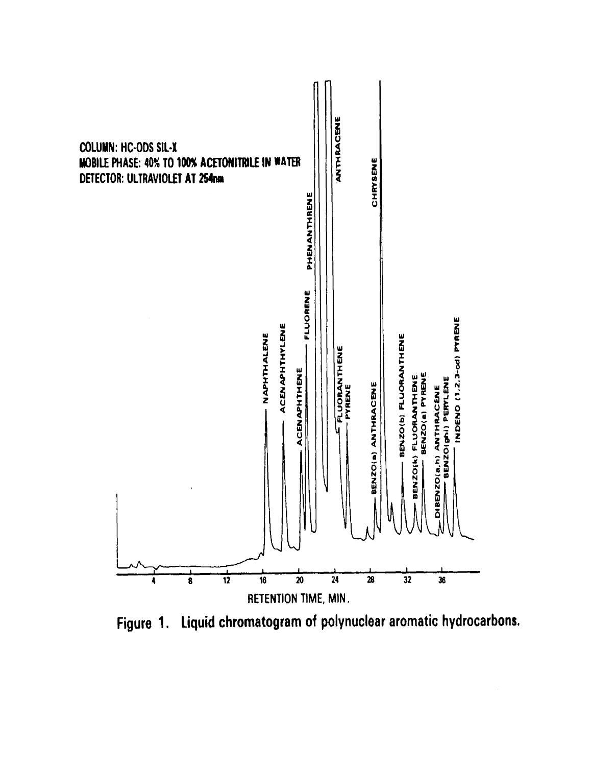COLUMN: HC-ODS SIL-X
MOBILE PHASE: 40% TO 100% ACETONITRILE IN WATER
DETECTOR: ULTRAVIOLET AT 254nm

NAPHTHALENE
ACENAPHTHYLENE
ACENAPHTHENE
FLUORENE
PHENANTHRENE
ANTHRACENE
FLUORANTHENE
PYRENE
BENZO(a) ANTHRACENE
CHRYSENE
BENZO(b) FLUORANTHENE
BENZO(k) FLUORANTHENE
BENZO(a) PYRENE
DIBENZO(a,h) ANTHRACENE
BENZO(ghi) PERYLENE
INDENO (1,2,3-cd) PYRENE

4 8 12 16 20 24 28 32 36

RETENTION TIME, MIN.

**Figure 1. Liquid chromatogram of polynuclear aromatic hydrocarbons.**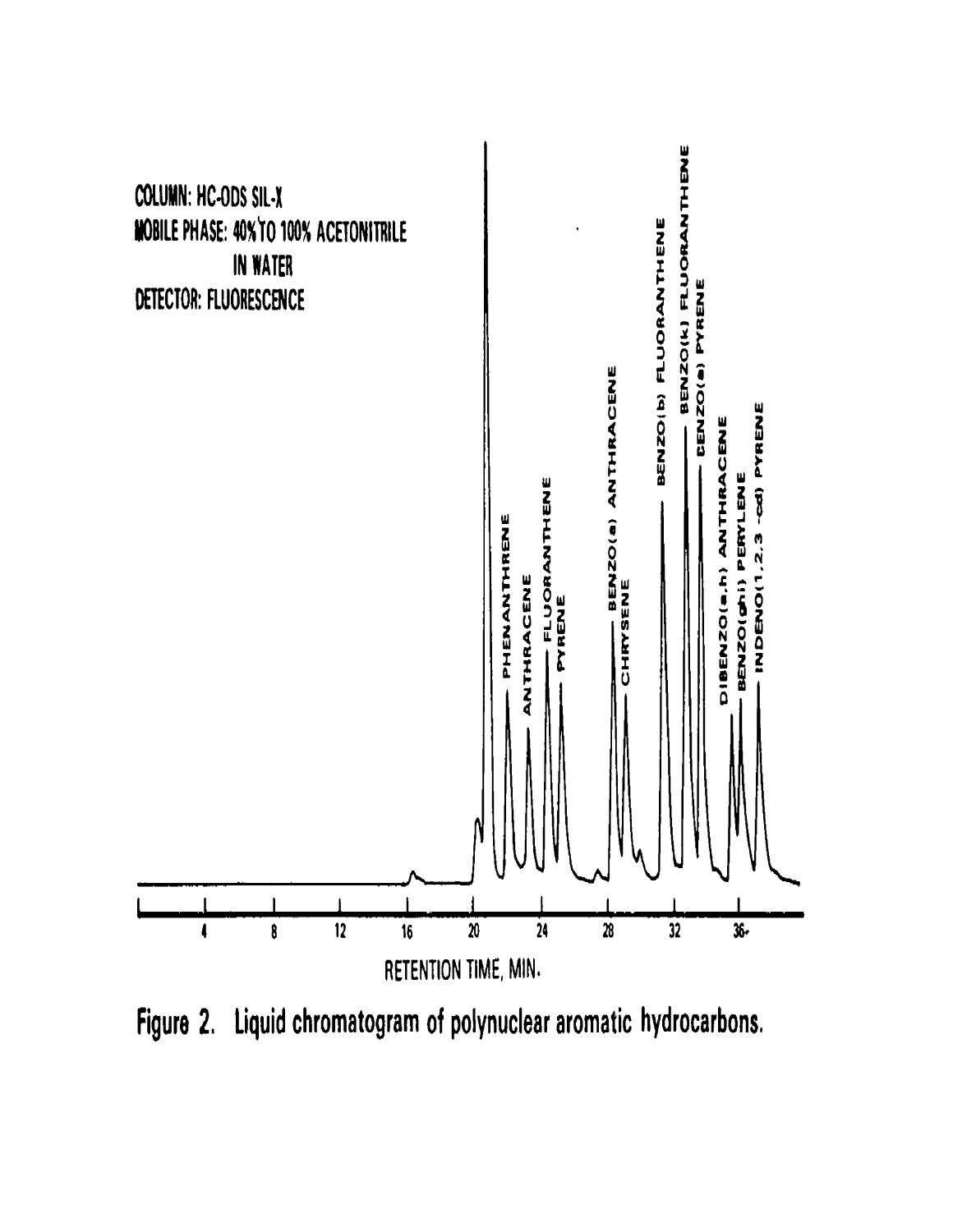COLUMN: HC-ODS SIL-X
MOBILE PHASE: 40% TO 100% ACETONITRILE IN WATER
DETECTOR: FLUORESCENCE

PHENANTHRENE
ANTHRACENE
FLUORANTHENE
PYRENE
BENZO(a) ANTHRACENE
CHRYSENE
BENZO(b) FLUORANTHENE
BENZO(k) FLUORANTHENE
BENZO(a) PYRENE
DIBENZO(a,h) ANTHRACENE
BENZO(ghi) PERYLENE
INDENO(1,2,3 -cd) PYRENE

4 8 12 16 20 24 28 32 36

RETENTION TIME, MIN.

Figure 2. Liquid chromatogram of polynuclear aromatic hydrocarbons.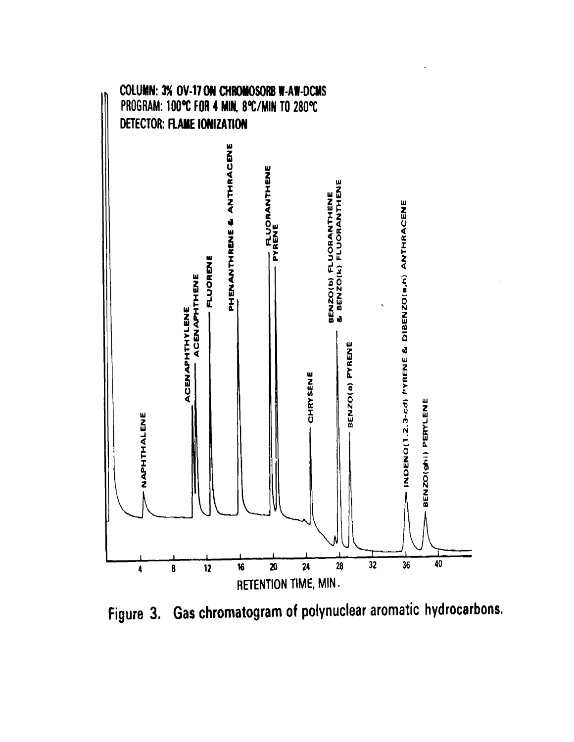COLUMN: 3% OV-17 ON CHROMOSORB W-AW-DCMS
PROGRAM: 100°C FOR 4 MIN, 8°C/MIN TO 280°C
DETECTOR: FLAME IONIZATION

NAPHTHALENE
ACENAPHTHYLENE
ACENAPHTHENE
FLUORENE
PHENANTHRENE & ANTHRACENE
FLUORANTHENE
PYRENE
CHRYSENE
BENZO(b) FLUORANTHENE & BENZO(k) FLUORANTHENE
BENZO(a) PYRENE
INDENO(1,2,3-cd) PYRENE & DIBENZO(a,h) ANTHRACENE
BENZO(ghi) PERYLENE

4 8 12 16 20 24 28 32 36 40

RETENTION TIME, MIN.

Figure 3. Gas chromatogram of polynuclear aromatic hydrocarbons.